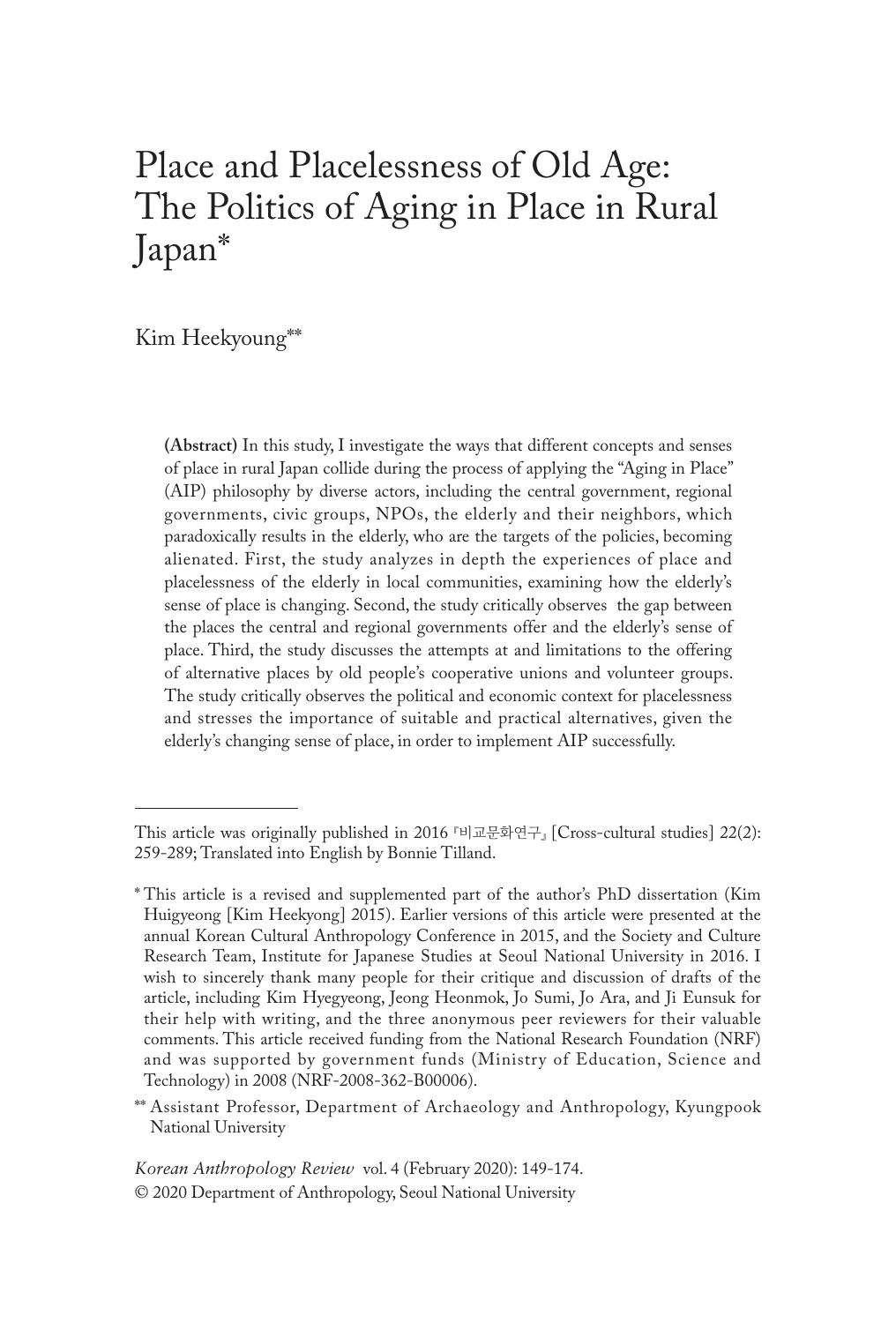# Place and Placelessness of Old Age: The Politics of Aging in Place in Rural Japan*

Kim Heekyoung**

**(Abstract)** In this study, I investigate the ways that different concepts and senses of place in rural Japan collide during the process of applying the "Aging in Place" (AIP) philosophy by diverse actors, including the central government, regional governments, civic groups, NPOs, the elderly and their neighbors, which paradoxically results in the elderly, who are the targets of the policies, becoming alienated. First, the study analyzes in depth the experiences of place and placelessness of the elderly in local communities, examining how the elderly's sense of place is changing. Second, the study critically observes the gap between the places the central and regional governments offer and the elderly's sense of place. Third, the study discusses the attempts at and limitations to the offering of alternative places by old people's cooperative unions and volunteer groups. The study critically observes the political and economic context for placelessness and stresses the importance of suitable and practical alternatives, given the elderly's changing sense of place, in order to implement AIP successfully.

---

This article was originally published in 2016 『비교문화연구』 [Cross-cultural studies] 22(2): 259-289; Translated into English by Bonnie Tilland.

* This article is a revised and supplemented part of the author's PhD dissertation (Kim Huigyeong [Kim Heekyong] 2015). Earlier versions of this article were presented at the annual Korean Cultural Anthropology Conference in 2015, and the Society and Culture Research Team, Institute for Japanese Studies at Seoul National University in 2016. I wish to sincerely thank many people for their critique and discussion of drafts of the article, including Kim Hyegyeong, Jeong Heonmok, Jo Sumi, Jo Ara, and Ji Eunsuk for their help with writing, and the three anonymous peer reviewers for their valuable comments. This article received funding from the National Research Foundation (NRF) and was supported by government funds (Ministry of Education, Science and Technology) in 2008 (NRF-2008-362-B00006).

** Assistant Professor, Department of Archaeology and Anthropology, Kyungpook National University

*Korean Anthropology Review* vol. 4 (February 2020): 149-174.
© 2020 Department of Anthropology, Seoul National University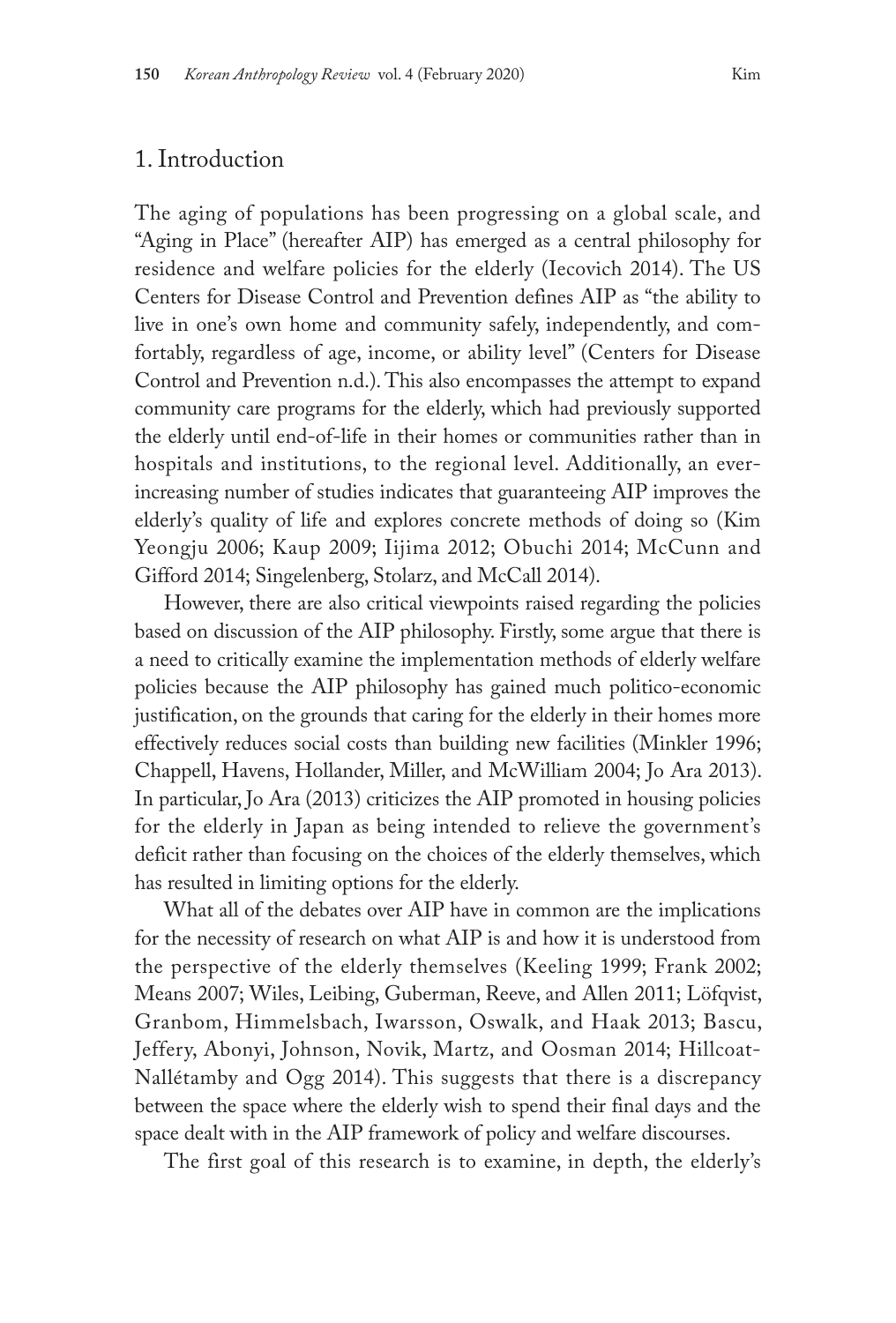# 1. Introduction

The aging of populations has been progressing on a global scale, and "Aging in Place" (hereafter AIP) has emerged as a central philosophy for residence and welfare policies for the elderly (Iecovich 2014). The US Centers for Disease Control and Prevention defines AIP as "the ability to live in one's own home and community safely, independently, and comfortably, regardless of age, income, or ability level" (Centers for Disease Control and Prevention n.d.). This also encompasses the attempt to expand community care programs for the elderly, which had previously supported the elderly until end-of-life in their homes or communities rather than in hospitals and institutions, to the regional level. Additionally, an ever-increasing number of studies indicates that guaranteeing AIP improves the elderly's quality of life and explores concrete methods of doing so (Kim Yeongju 2006; Kaup 2009; Iijima 2012; Obuchi 2014; McCunn and Gifford 2014; Singelenberg, Stolarz, and McCall 2014).

However, there are also critical viewpoints raised regarding the policies based on discussion of the AIP philosophy. Firstly, some argue that there is a need to critically examine the implementation methods of elderly welfare policies because the AIP philosophy has gained much politico-economic justification, on the grounds that caring for the elderly in their homes more effectively reduces social costs than building new facilities (Minkler 1996; Chappell, Havens, Hollander, Miller, and McWilliam 2004; Jo Ara 2013). In particular, Jo Ara (2013) criticizes the AIP promoted in housing policies for the elderly in Japan as being intended to relieve the government's deficit rather than focusing on the choices of the elderly themselves, which has resulted in limiting options for the elderly.

What all of the debates over AIP have in common are the implications for the necessity of research on what AIP is and how it is understood from the perspective of the elderly themselves (Keeling 1999; Frank 2002; Means 2007; Wiles, Leibing, Guberman, Reeve, and Allen 2011; Löfqvist, Granbom, Himmelsbach, Iwarsson, Oswalk, and Haak 2013; Bascu, Jeffery, Abonyi, Johnson, Novik, Martz, and Oosman 2014; Hillcoat-Nallétamby and Ogg 2014). This suggests that there is a discrepancy between the space where the elderly wish to spend their final days and the space dealt with in the AIP framework of policy and welfare discourses.

The first goal of this research is to examine, in depth, the elderly's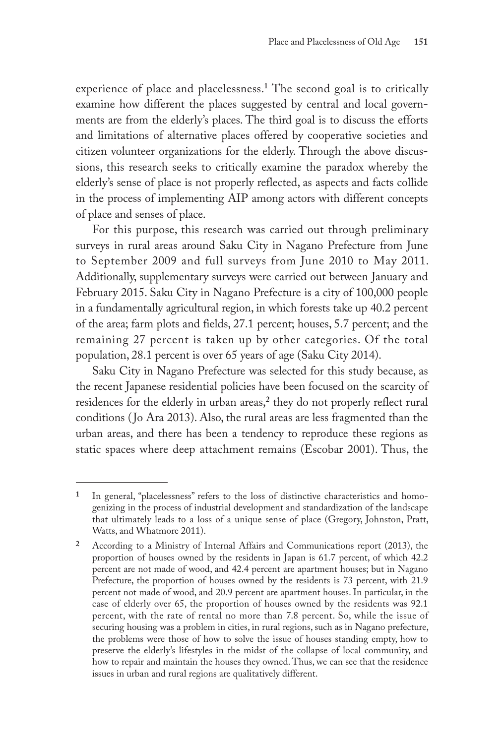experience of place and placelessness.[1] The second goal is to critically examine how different the places suggested by central and local governments are from the elderly's places. The third goal is to discuss the efforts and limitations of alternative places offered by cooperative societies and citizen volunteer organizations for the elderly. Through the above discussions, this research seeks to critically examine the paradox whereby the elderly's sense of place is not properly reflected, as aspects and facts collide in the process of implementing AIP among actors with different concepts of place and senses of place.

For this purpose, this research was carried out through preliminary surveys in rural areas around Saku City in Nagano Prefecture from June to September 2009 and full surveys from June 2010 to May 2011. Additionally, supplementary surveys were carried out between January and February 2015. Saku City in Nagano Prefecture is a city of 100,000 people in a fundamentally agricultural region, in which forests take up 40.2 percent of the area; farm plots and fields, 27.1 percent; houses, 5.7 percent; and the remaining 27 percent is taken up by other categories. Of the total population, 28.1 percent is over 65 years of age (Saku City 2014).

Saku City in Nagano Prefecture was selected for this study because, as the recent Japanese residential policies have been focused on the scarcity of residences for the elderly in urban areas,[2] they do not properly reflect rural conditions (Jo Ara 2013). Also, the rural areas are less fragmented than the urban areas, and there has been a tendency to reproduce these regions as static spaces where deep attachment remains (Escobar 2001). Thus, the

---

[1] In general, "placelessness" refers to the loss of distinctive characteristics and homogenizing in the process of industrial development and standardization of the landscape that ultimately leads to a loss of a unique sense of place (Gregory, Johnston, Pratt, Watts, and Whatmore 2011).

[2] According to a Ministry of Internal Affairs and Communications report (2013), the proportion of houses owned by the residents in Japan is 61.7 percent, of which 42.2 percent are not made of wood, and 42.4 percent are apartment houses; but in Nagano Prefecture, the proportion of houses owned by the residents is 73 percent, with 21.9 percent not made of wood, and 20.9 percent are apartment houses. In particular, in the case of elderly over 65, the proportion of houses owned by the residents was 92.1 percent, with the rate of rental no more than 7.8 percent. So, while the issue of securing housing was a problem in cities, in rural regions, such as in Nagano prefecture, the problems were those of how to solve the issue of houses standing empty, how to preserve the elderly's lifestyles in the midst of the collapse of local community, and how to repair and maintain the houses they owned. Thus, we can see that the residence issues in urban and rural regions are qualitatively different.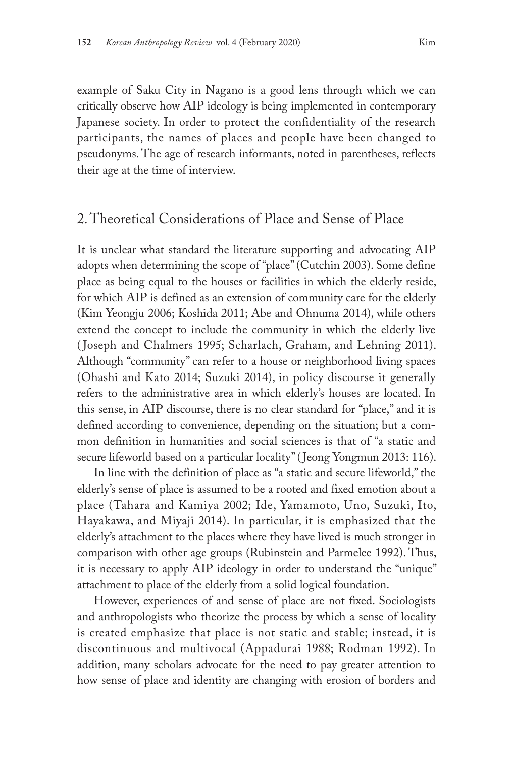example of Saku City in Nagano is a good lens through which we can critically observe how AIP ideology is being implemented in contemporary Japanese society. In order to protect the confidentiality of the research participants, the names of places and people have been changed to pseudonyms. The age of research informants, noted in parentheses, reflects their age at the time of interview.

## 2. Theoretical Considerations of Place and Sense of Place

It is unclear what standard the literature supporting and advocating AIP adopts when determining the scope of "place" (Cutchin 2003). Some define place as being equal to the houses or facilities in which the elderly reside, for which AIP is defined as an extension of community care for the elderly (Kim Yeongju 2006; Koshida 2011; Abe and Ohnuma 2014), while others extend the concept to include the community in which the elderly live (Joseph and Chalmers 1995; Scharlach, Graham, and Lehning 2011). Although "community" can refer to a house or neighborhood living spaces (Ohashi and Kato 2014; Suzuki 2014), in policy discourse it generally refers to the administrative area in which elderly's houses are located. In this sense, in AIP discourse, there is no clear standard for "place," and it is defined according to convenience, depending on the situation; but a common definition in humanities and social sciences is that of "a static and secure lifeworld based on a particular locality" (Jeong Yongmun 2013: 116).

In line with the definition of place as "a static and secure lifeworld," the elderly's sense of place is assumed to be a rooted and fixed emotion about a place (Tahara and Kamiya 2002; Ide, Yamamoto, Uno, Suzuki, Ito, Hayakawa, and Miyaji 2014). In particular, it is emphasized that the elderly's attachment to the places where they have lived is much stronger in comparison with other age groups (Rubinstein and Parmelee 1992). Thus, it is necessary to apply AIP ideology in order to understand the "unique" attachment to place of the elderly from a solid logical foundation.

However, experiences of and sense of place are not fixed. Sociologists and anthropologists who theorize the process by which a sense of locality is created emphasize that place is not static and stable; instead, it is discontinuous and multivocal (Appadurai 1988; Rodman 1992). In addition, many scholars advocate for the need to pay greater attention to how sense of place and identity are changing with erosion of borders and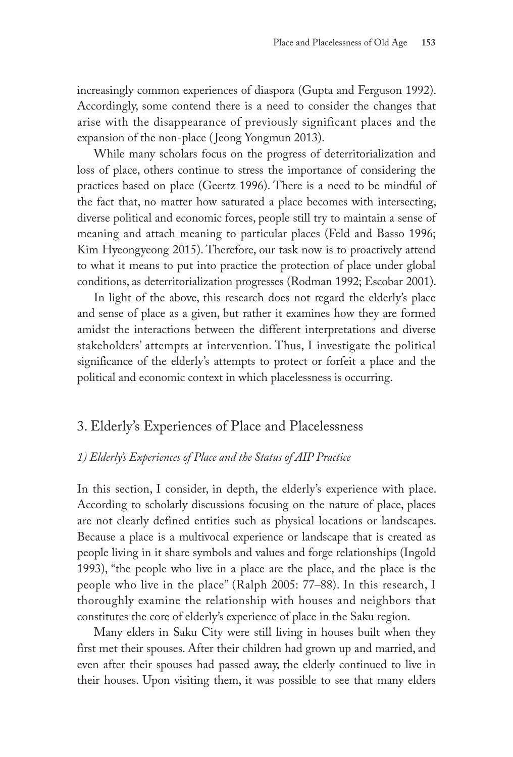increasingly common experiences of diaspora (Gupta and Ferguson 1992). Accordingly, some contend there is a need to consider the changes that arise with the disappearance of previously significant places and the expansion of the non-place (Jeong Yongmun 2013).

While many scholars focus on the progress of deterritorialization and loss of place, others continue to stress the importance of considering the practices based on place (Geertz 1996). There is a need to be mindful of the fact that, no matter how saturated a place becomes with intersecting, diverse political and economic forces, people still try to maintain a sense of meaning and attach meaning to particular places (Feld and Basso 1996; Kim Hyeongyeong 2015). Therefore, our task now is to proactively attend to what it means to put into practice the protection of place under global conditions, as deterritorialization progresses (Rodman 1992; Escobar 2001).

In light of the above, this research does not regard the elderly's place and sense of place as a given, but rather it examines how they are formed amidst the interactions between the different interpretations and diverse stakeholders' attempts at intervention. Thus, I investigate the political significance of the elderly's attempts to protect or forfeit a place and the political and economic context in which placelessness is occurring.

## 3. Elderly's Experiences of Place and Placelessness

### *1) Elderly's Experiences of Place and the Status of AIP Practice*

In this section, I consider, in depth, the elderly's experience with place. According to scholarly discussions focusing on the nature of place, places are not clearly defined entities such as physical locations or landscapes. Because a place is a multivocal experience or landscape that is created as people living in it share symbols and values and forge relationships (Ingold 1993), "the people who live in a place are the place, and the place is the people who live in the place" (Ralph 2005: 77–88). In this research, I thoroughly examine the relationship with houses and neighbors that constitutes the core of elderly's experience of place in the Saku region.

Many elders in Saku City were still living in houses built when they first met their spouses. After their children had grown up and married, and even after their spouses had passed away, the elderly continued to live in their houses. Upon visiting them, it was possible to see that many elders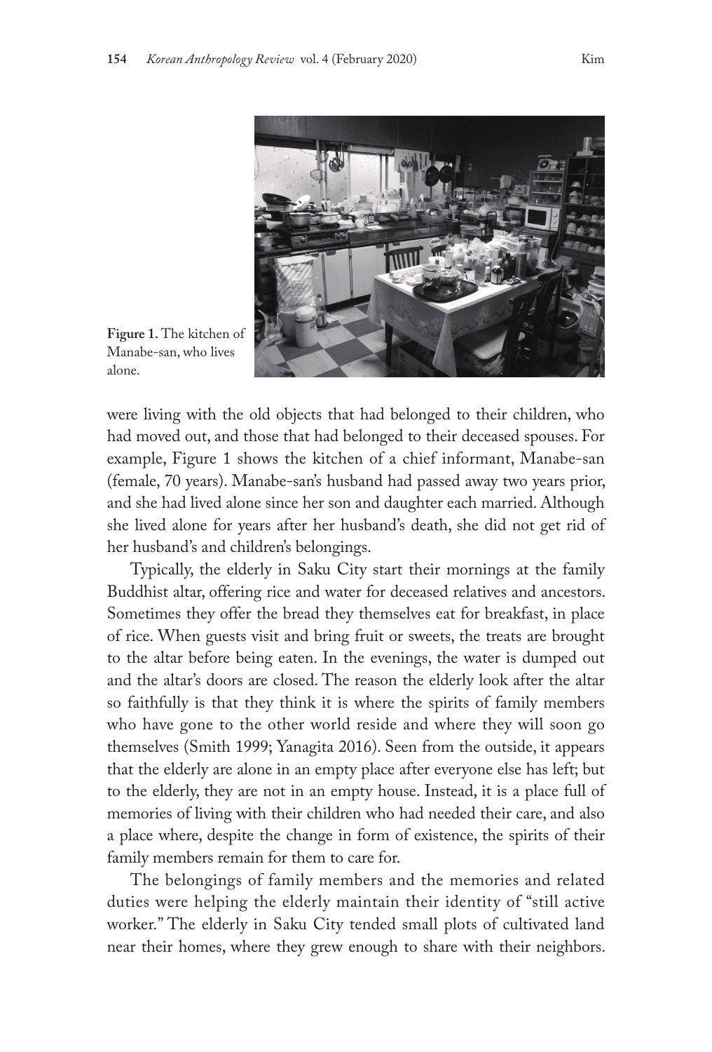Figure 1. The kitchen of Manabe-san, who lives alone.

were living with the old objects that had belonged to their children, who had moved out, and those that had belonged to their deceased spouses. For example, Figure 1 shows the kitchen of a chief informant, Manabe-san (female, 70 years). Manabe-san's husband had passed away two years prior, and she had lived alone since her son and daughter each married. Although she lived alone for years after her husband's death, she did not get rid of her husband's and children's belongings.

Typically, the elderly in Saku City start their mornings at the family Buddhist altar, offering rice and water for deceased relatives and ancestors. Sometimes they offer the bread they themselves eat for breakfast, in place of rice. When guests visit and bring fruit or sweets, the treats are brought to the altar before being eaten. In the evenings, the water is dumped out and the altar's doors are closed. The reason the elderly look after the altar so faithfully is that they think it is where the spirits of family members who have gone to the other world reside and where they will soon go themselves (Smith 1999; Yanagita 2016). Seen from the outside, it appears that the elderly are alone in an empty place after everyone else has left; but to the elderly, they are not in an empty house. Instead, it is a place full of memories of living with their children who had needed their care, and also a place where, despite the change in form of existence, the spirits of their family members remain for them to care for.

The belongings of family members and the memories and related duties were helping the elderly maintain their identity of "still active worker." The elderly in Saku City tended small plots of cultivated land near their homes, where they grew enough to share with their neighbors.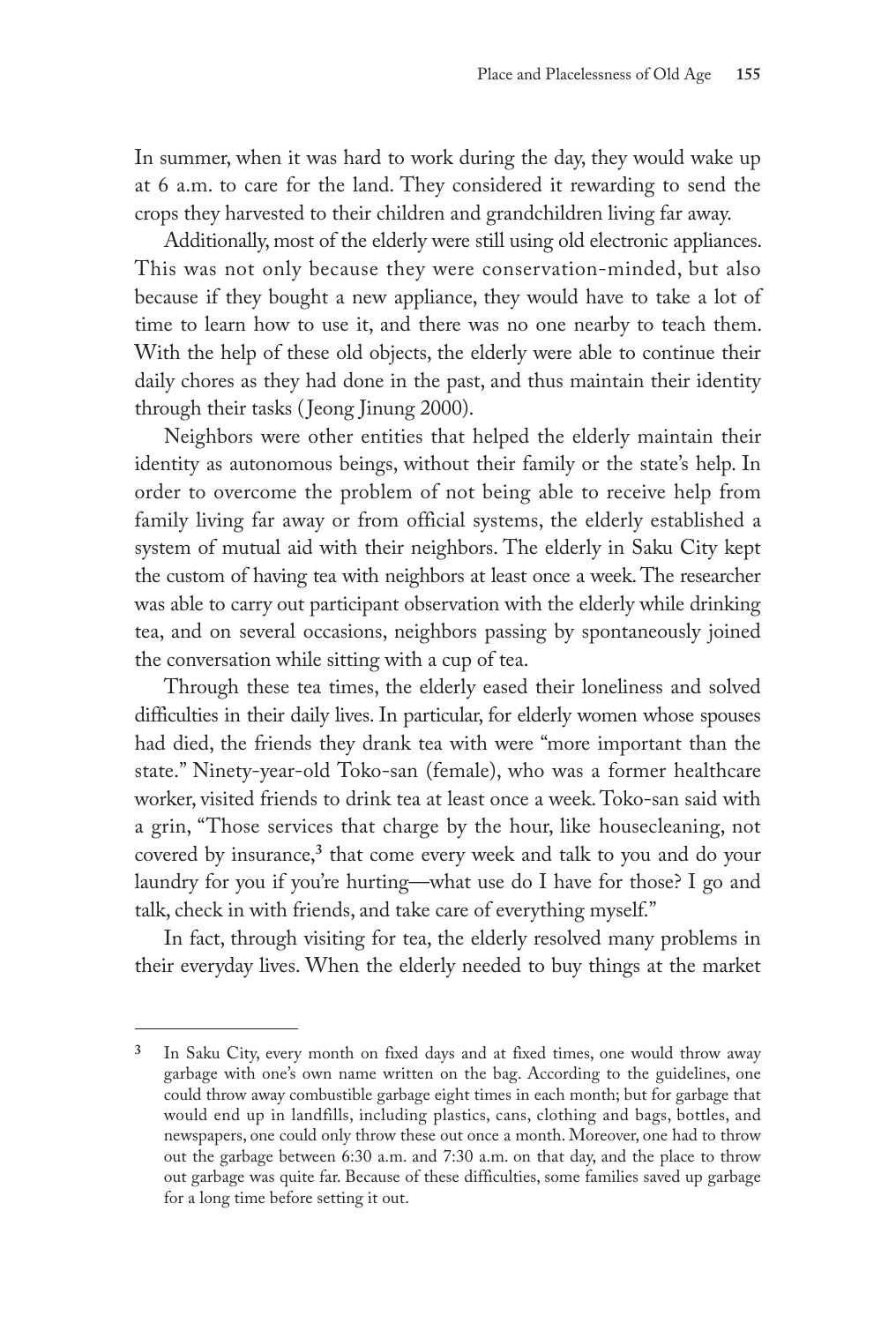In summer, when it was hard to work during the day, they would wake up at 6 a.m. to care for the land. They considered it rewarding to send the crops they harvested to their children and grandchildren living far away.

Additionally, most of the elderly were still using old electronic appliances. This was not only because they were conservation-minded, but also because if they bought a new appliance, they would have to take a lot of time to learn how to use it, and there was no one nearby to teach them. With the help of these old objects, the elderly were able to continue their daily chores as they had done in the past, and thus maintain their identity through their tasks (Jeong Jinung 2000).

Neighbors were other entities that helped the elderly maintain their identity as autonomous beings, without their family or the state's help. In order to overcome the problem of not being able to receive help from family living far away or from official systems, the elderly established a system of mutual aid with their neighbors. The elderly in Saku City kept the custom of having tea with neighbors at least once a week. The researcher was able to carry out participant observation with the elderly while drinking tea, and on several occasions, neighbors passing by spontaneously joined the conversation while sitting with a cup of tea.

Through these tea times, the elderly eased their loneliness and solved difficulties in their daily lives. In particular, for elderly women whose spouses had died, the friends they drank tea with were "more important than the state." Ninety-year-old Toko-san (female), who was a former healthcare worker, visited friends to drink tea at least once a week. Toko-san said with a grin, "Those services that charge by the hour, like housecleaning, not covered by insurance,[3] that come every week and talk to you and do your laundry for you if you're hurting—what use do I have for those? I go and talk, check in with friends, and take care of everything myself."

In fact, through visiting for tea, the elderly resolved many problems in their everyday lives. When the elderly needed to buy things at the market

---

[3] In Saku City, every month on fixed days and at fixed times, one would throw away garbage with one's own name written on the bag. According to the guidelines, one could throw away combustible garbage eight times in each month; but for garbage that would end up in landfills, including plastics, cans, clothing and bags, bottles, and newspapers, one could only throw these out once a month. Moreover, one had to throw out the garbage between 6:30 a.m. and 7:30 a.m. on that day, and the place to throw out garbage was quite far. Because of these difficulties, some families saved up garbage for a long time before setting it out.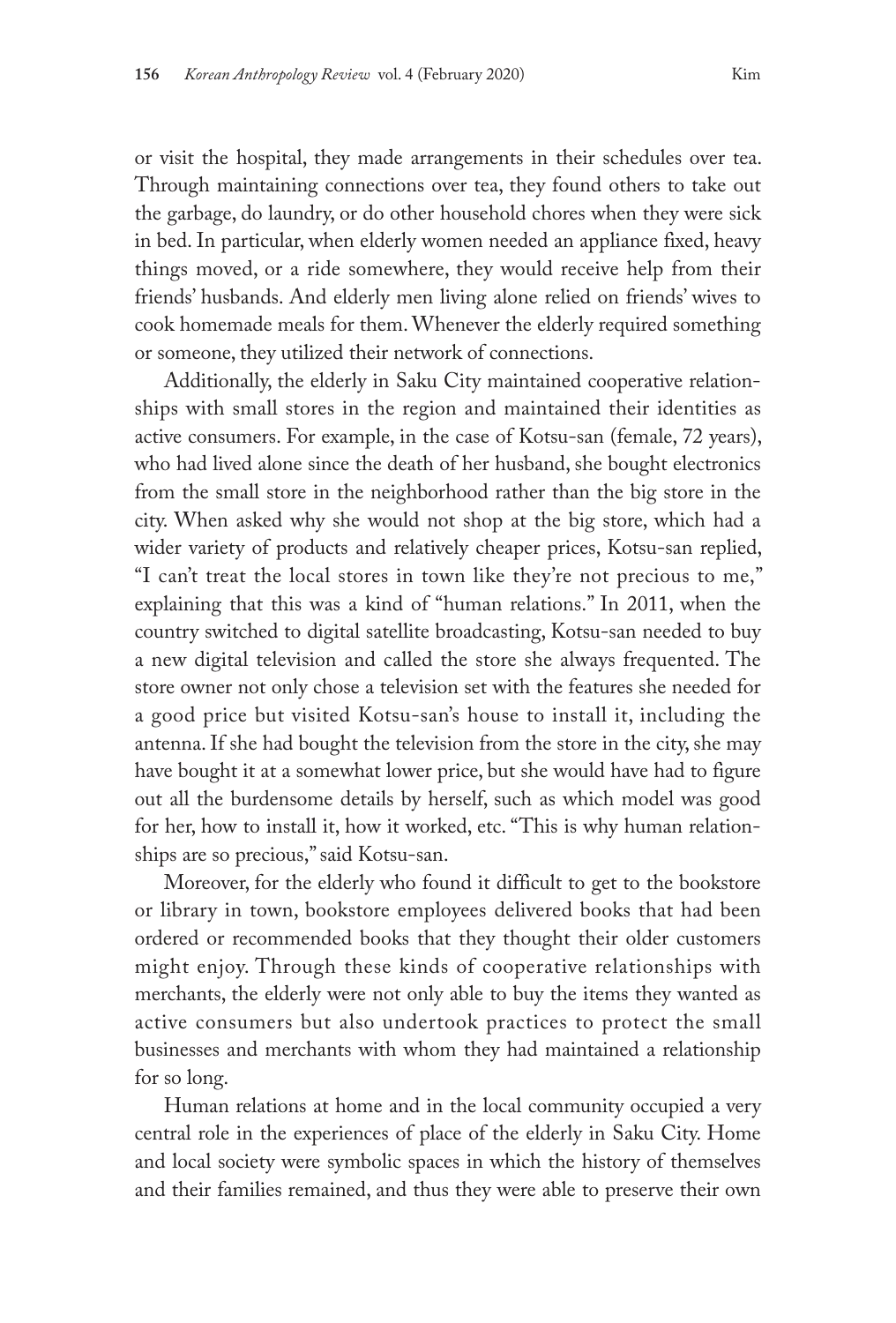or visit the hospital, they made arrangements in their schedules over tea. Through maintaining connections over tea, they found others to take out the garbage, do laundry, or do other household chores when they were sick in bed. In particular, when elderly women needed an appliance fixed, heavy things moved, or a ride somewhere, they would receive help from their friends' husbands. And elderly men living alone relied on friends' wives to cook homemade meals for them. Whenever the elderly required something or someone, they utilized their network of connections.

Additionally, the elderly in Saku City maintained cooperative relationships with small stores in the region and maintained their identities as active consumers. For example, in the case of Kotsu-san (female, 72 years), who had lived alone since the death of her husband, she bought electronics from the small store in the neighborhood rather than the big store in the city. When asked why she would not shop at the big store, which had a wider variety of products and relatively cheaper prices, Kotsu-san replied, "I can't treat the local stores in town like they're not precious to me," explaining that this was a kind of "human relations." In 2011, when the country switched to digital satellite broadcasting, Kotsu-san needed to buy a new digital television and called the store she always frequented. The store owner not only chose a television set with the features she needed for a good price but visited Kotsu-san's house to install it, including the antenna. If she had bought the television from the store in the city, she may have bought it at a somewhat lower price, but she would have had to figure out all the burdensome details by herself, such as which model was good for her, how to install it, how it worked, etc. "This is why human relationships are so precious," said Kotsu-san.

Moreover, for the elderly who found it difficult to get to the bookstore or library in town, bookstore employees delivered books that had been ordered or recommended books that they thought their older customers might enjoy. Through these kinds of cooperative relationships with merchants, the elderly were not only able to buy the items they wanted as active consumers but also undertook practices to protect the small businesses and merchants with whom they had maintained a relationship for so long.

Human relations at home and in the local community occupied a very central role in the experiences of place of the elderly in Saku City. Home and local society were symbolic spaces in which the history of themselves and their families remained, and thus they were able to preserve their own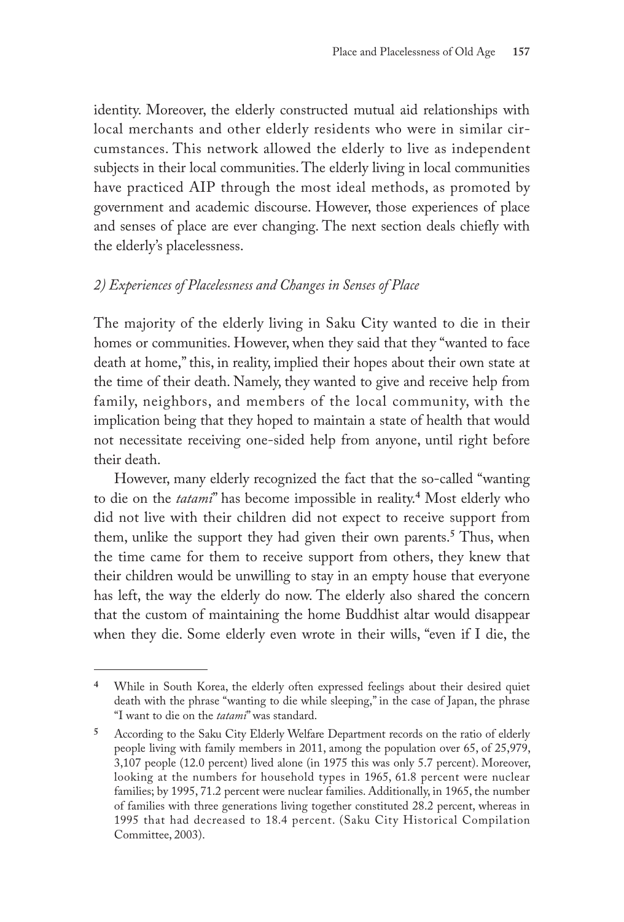identity. Moreover, the elderly constructed mutual aid relationships with local merchants and other elderly residents who were in similar circumstances. This network allowed the elderly to live as independent subjects in their local communities. The elderly living in local communities have practiced AIP through the most ideal methods, as promoted by government and academic discourse. However, those experiences of place and senses of place are ever changing. The next section deals chiefly with the elderly's placelessness.

### *2) Experiences of Placelessness and Changes in Senses of Place*

The majority of the elderly living in Saku City wanted to die in their homes or communities. However, when they said that they "wanted to face death at home," this, in reality, implied their hopes about their own state at the time of their death. Namely, they wanted to give and receive help from family, neighbors, and members of the local community, with the implication being that they hoped to maintain a state of health that would not necessitate receiving one-sided help from anyone, until right before their death.

However, many elderly recognized the fact that the so-called "wanting to die on the *tatami*" has become impossible in reality.[4] Most elderly who did not live with their children did not expect to receive support from them, unlike the support they had given their own parents.[5] Thus, when the time came for them to receive support from others, they knew that their children would be unwilling to stay in an empty house that everyone has left, the way the elderly do now. The elderly also shared the concern that the custom of maintaining the home Buddhist altar would disappear when they die. Some elderly even wrote in their wills, "even if I die, the

---

[4] While in South Korea, the elderly often expressed feelings about their desired quiet death with the phrase "wanting to die while sleeping," in the case of Japan, the phrase "I want to die on the *tatami*" was standard.

[5] According to the Saku City Elderly Welfare Department records on the ratio of elderly people living with family members in 2011, among the population over 65, of 25,979, 3,107 people (12.0 percent) lived alone (in 1975 this was only 5.7 percent). Moreover, looking at the numbers for household types in 1965, 61.8 percent were nuclear families; by 1995, 71.2 percent were nuclear families. Additionally, in 1965, the number of families with three generations living together constituted 28.2 percent, whereas in 1995 that had decreased to 18.4 percent. (Saku City Historical Compilation Committee, 2003).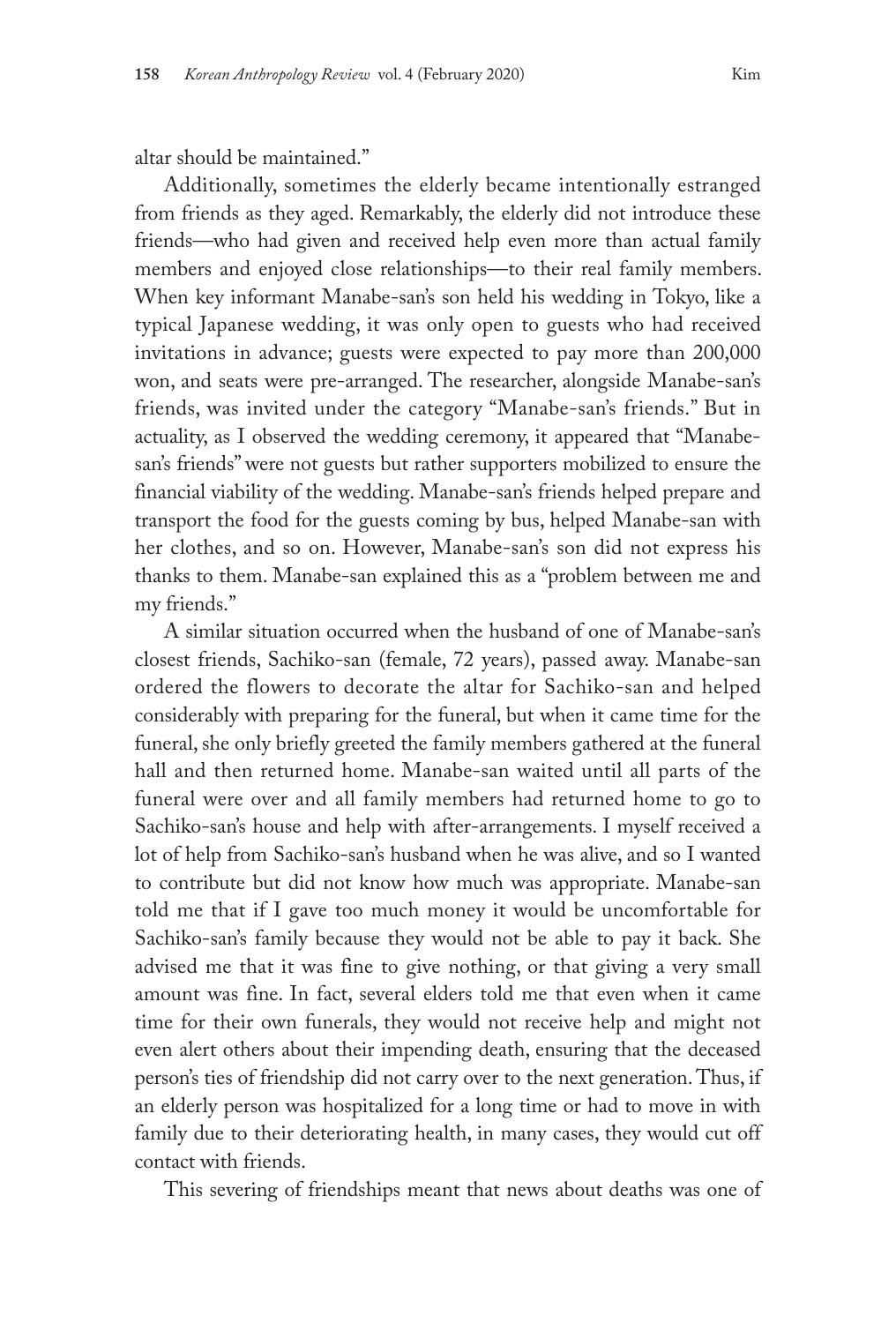altar should be maintained."

Additionally, sometimes the elderly became intentionally estranged from friends as they aged. Remarkably, the elderly did not introduce these friends—who had given and received help even more than actual family members and enjoyed close relationships—to their real family members. When key informant Manabe-san's son held his wedding in Tokyo, like a typical Japanese wedding, it was only open to guests who had received invitations in advance; guests were expected to pay more than 200,000 won, and seats were pre-arranged. The researcher, alongside Manabe-san's friends, was invited under the category "Manabe-san's friends." But in actuality, as I observed the wedding ceremony, it appeared that "Manabe-san's friends" were not guests but rather supporters mobilized to ensure the financial viability of the wedding. Manabe-san's friends helped prepare and transport the food for the guests coming by bus, helped Manabe-san with her clothes, and so on. However, Manabe-san's son did not express his thanks to them. Manabe-san explained this as a "problem between me and my friends."

A similar situation occurred when the husband of one of Manabe-san's closest friends, Sachiko-san (female, 72 years), passed away. Manabe-san ordered the flowers to decorate the altar for Sachiko-san and helped considerably with preparing for the funeral, but when it came time for the funeral, she only briefly greeted the family members gathered at the funeral hall and then returned home. Manabe-san waited until all parts of the funeral were over and all family members had returned home to go to Sachiko-san's house and help with after-arrangements. I myself received a lot of help from Sachiko-san's husband when he was alive, and so I wanted to contribute but did not know how much was appropriate. Manabe-san told me that if I gave too much money it would be uncomfortable for Sachiko-san's family because they would not be able to pay it back. She advised me that it was fine to give nothing, or that giving a very small amount was fine. In fact, several elders told me that even when it came time for their own funerals, they would not receive help and might not even alert others about their impending death, ensuring that the deceased person's ties of friendship did not carry over to the next generation. Thus, if an elderly person was hospitalized for a long time or had to move in with family due to their deteriorating health, in many cases, they would cut off contact with friends.

This severing of friendships meant that news about deaths was one of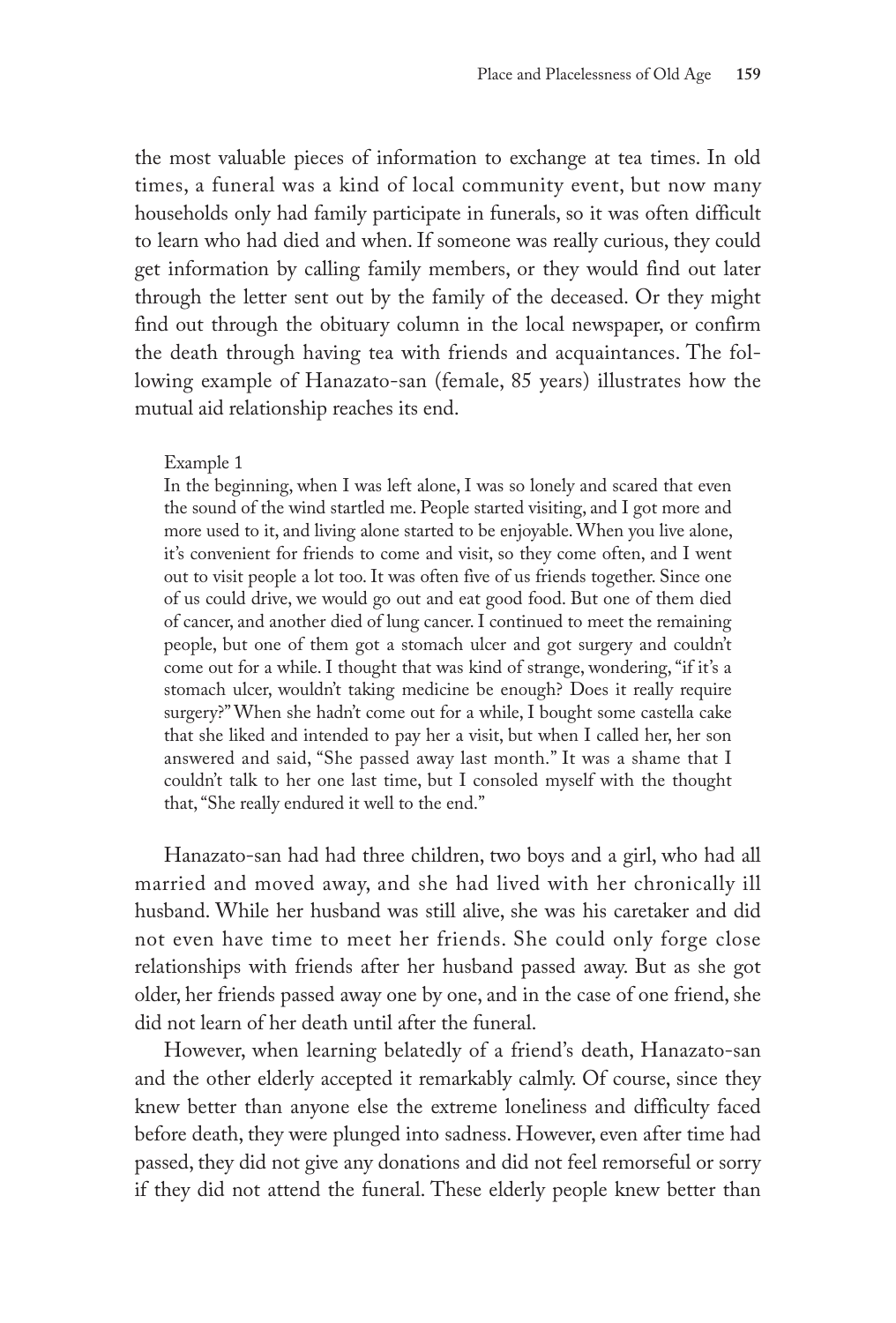the most valuable pieces of information to exchange at tea times. In old times, a funeral was a kind of local community event, but now many households only had family participate in funerals, so it was often difficult to learn who had died and when. If someone was really curious, they could get information by calling family members, or they would find out later through the letter sent out by the family of the deceased. Or they might find out through the obituary column in the local newspaper, or confirm the death through having tea with friends and acquaintances. The following example of Hanazato-san (female, 85 years) illustrates how the mutual aid relationship reaches its end.

> Example 1
>
> In the beginning, when I was left alone, I was so lonely and scared that even the sound of the wind startled me. People started visiting, and I got more and more used to it, and living alone started to be enjoyable. When you live alone, it's convenient for friends to come and visit, so they come often, and I went out to visit people a lot too. It was often five of us friends together. Since one of us could drive, we would go out and eat good food. But one of them died of cancer, and another died of lung cancer. I continued to meet the remaining people, but one of them got a stomach ulcer and got surgery and couldn't come out for a while. I thought that was kind of strange, wondering, "if it's a stomach ulcer, wouldn't taking medicine be enough? Does it really require surgery?" When she hadn't come out for a while, I bought some castella cake that she liked and intended to pay her a visit, but when I called her, her son answered and said, "She passed away last month." It was a shame that I couldn't talk to her one last time, but I consoled myself with the thought that, "She really endured it well to the end."

Hanazato-san had had three children, two boys and a girl, who had all married and moved away, and she had lived with her chronically ill husband. While her husband was still alive, she was his caretaker and did not even have time to meet her friends. She could only forge close relationships with friends after her husband passed away. But as she got older, her friends passed away one by one, and in the case of one friend, she did not learn of her death until after the funeral.

However, when learning belatedly of a friend's death, Hanazato-san and the other elderly accepted it remarkably calmly. Of course, since they knew better than anyone else the extreme loneliness and difficulty faced before death, they were plunged into sadness. However, even after time had passed, they did not give any donations and did not feel remorseful or sorry if they did not attend the funeral. These elderly people knew better than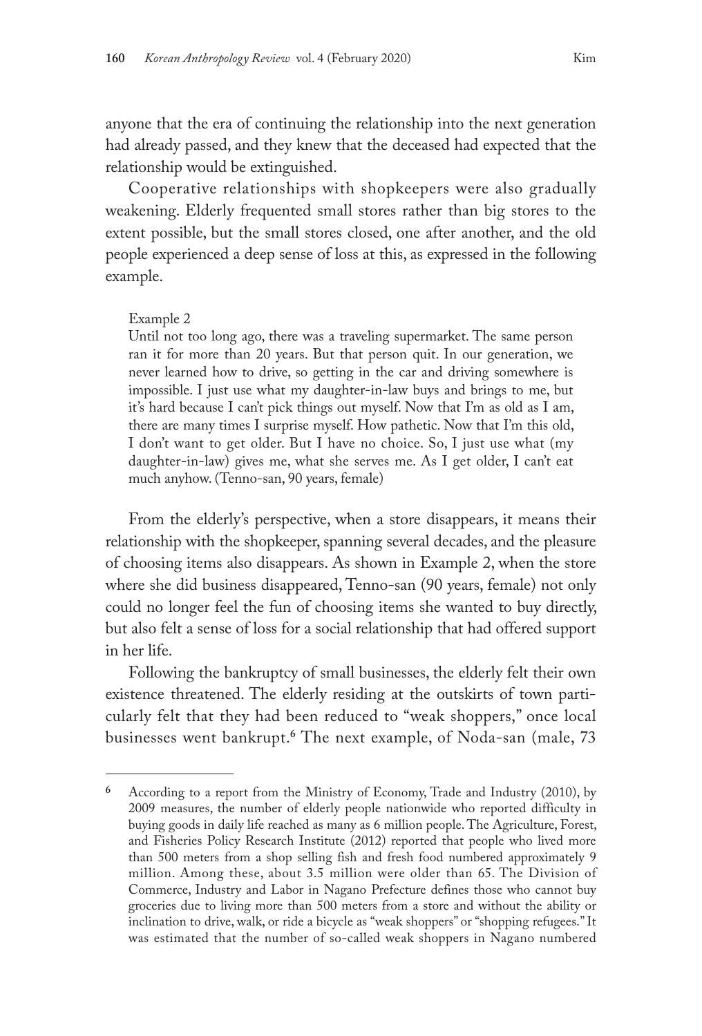anyone that the era of continuing the relationship into the next generation had already passed, and they knew that the deceased had expected that the relationship would be extinguished.

Cooperative relationships with shopkeepers were also gradually weakening. Elderly frequented small stores rather than big stores to the extent possible, but the small stores closed, one after another, and the old people experienced a deep sense of loss at this, as expressed in the following example.

> Example 2
>
> Until not too long ago, there was a traveling supermarket. The same person ran it for more than 20 years. But that person quit. In our generation, we never learned how to drive, so getting in the car and driving somewhere is impossible. I just use what my daughter-in-law buys and brings to me, but it's hard because I can't pick things out myself. Now that I'm as old as I am, there are many times I surprise myself. How pathetic. Now that I'm this old, I don't want to get older. But I have no choice. So, I just use what (my daughter-in-law) gives me, what she serves me. As I get older, I can't eat much anyhow. (Tenno-san, 90 years, female)

From the elderly's perspective, when a store disappears, it means their relationship with the shopkeeper, spanning several decades, and the pleasure of choosing items also disappears. As shown in Example 2, when the store where she did business disappeared, Tenno-san (90 years, female) not only could no longer feel the fun of choosing items she wanted to buy directly, but also felt a sense of loss for a social relationship that had offered support in her life.

Following the bankruptcy of small businesses, the elderly felt their own existence threatened. The elderly residing at the outskirts of town particularly felt that they had been reduced to "weak shoppers," once local businesses went bankrupt.[6] The next example, of Noda-san (male, 73

---

6 According to a report from the Ministry of Economy, Trade and Industry (2010), by 2009 measures, the number of elderly people nationwide who reported difficulty in buying goods in daily life reached as many as 6 million people. The Agriculture, Forest, and Fisheries Policy Research Institute (2012) reported that people who lived more than 500 meters from a shop selling fish and fresh food numbered approximately 9 million. Among these, about 3.5 million were older than 65. The Division of Commerce, Industry and Labor in Nagano Prefecture defines those who cannot buy groceries due to living more than 500 meters from a store and without the ability or inclination to drive, walk, or ride a bicycle as "weak shoppers" or "shopping refugees." It was estimated that the number of so-called weak shoppers in Nagano numbered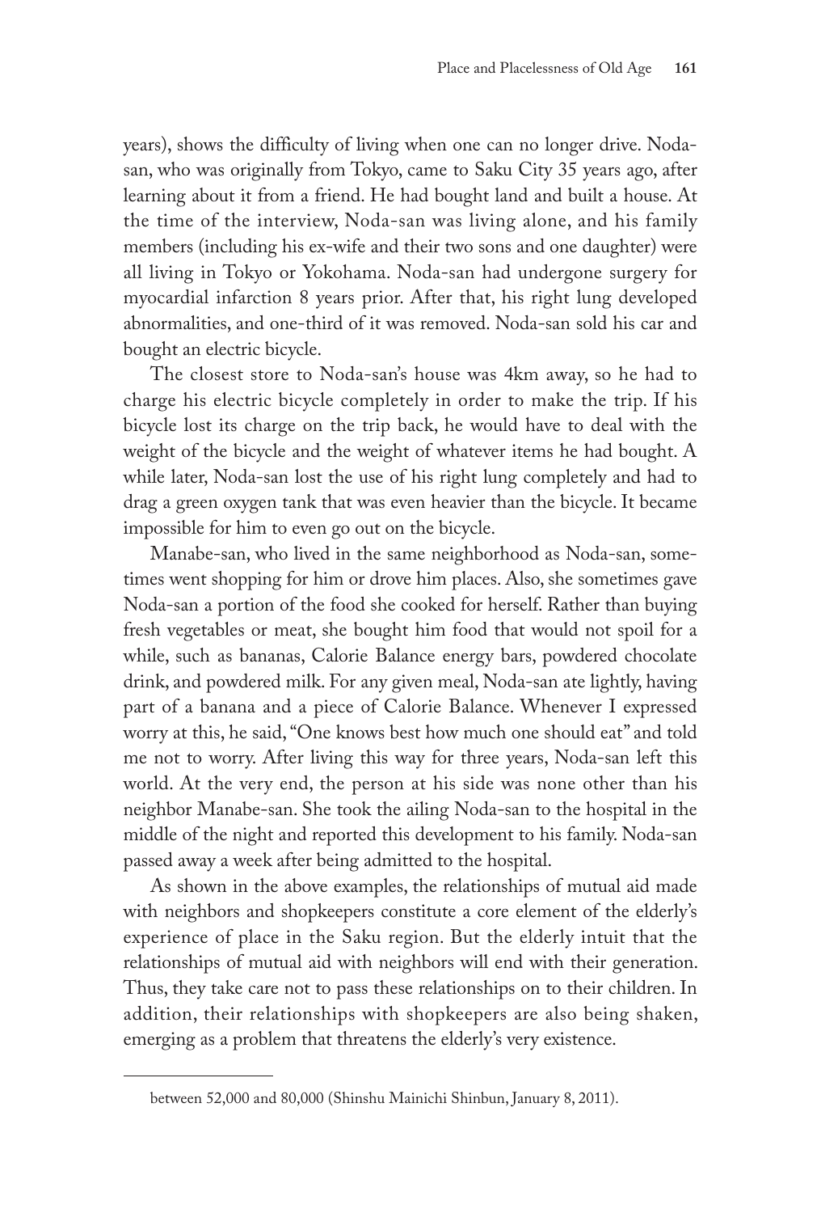years), shows the difficulty of living when one can no longer drive. Noda-san, who was originally from Tokyo, came to Saku City 35 years ago, after learning about it from a friend. He had bought land and built a house. At the time of the interview, Noda-san was living alone, and his family members (including his ex-wife and their two sons and one daughter) were all living in Tokyo or Yokohama. Noda-san had undergone surgery for myocardial infarction 8 years prior. After that, his right lung developed abnormalities, and one-third of it was removed. Noda-san sold his car and bought an electric bicycle.

The closest store to Noda-san's house was 4km away, so he had to charge his electric bicycle completely in order to make the trip. If his bicycle lost its charge on the trip back, he would have to deal with the weight of the bicycle and the weight of whatever items he had bought. A while later, Noda-san lost the use of his right lung completely and had to drag a green oxygen tank that was even heavier than the bicycle. It became impossible for him to even go out on the bicycle.

Manabe-san, who lived in the same neighborhood as Noda-san, sometimes went shopping for him or drove him places. Also, she sometimes gave Noda-san a portion of the food she cooked for herself. Rather than buying fresh vegetables or meat, she bought him food that would not spoil for a while, such as bananas, Calorie Balance energy bars, powdered chocolate drink, and powdered milk. For any given meal, Noda-san ate lightly, having part of a banana and a piece of Calorie Balance. Whenever I expressed worry at this, he said, "One knows best how much one should eat" and told me not to worry. After living this way for three years, Noda-san left this world. At the very end, the person at his side was none other than his neighbor Manabe-san. She took the ailing Noda-san to the hospital in the middle of the night and reported this development to his family. Noda-san passed away a week after being admitted to the hospital.

As shown in the above examples, the relationships of mutual aid made with neighbors and shopkeepers constitute a core element of the elderly's experience of place in the Saku region. But the elderly intuit that the relationships of mutual aid with neighbors will end with their generation. Thus, they take care not to pass these relationships on to their children. In addition, their relationships with shopkeepers are also being shaken, emerging as a problem that threatens the elderly's very existence.

---

between 52,000 and 80,000 (Shinshu Mainichi Shinbun, January 8, 2011).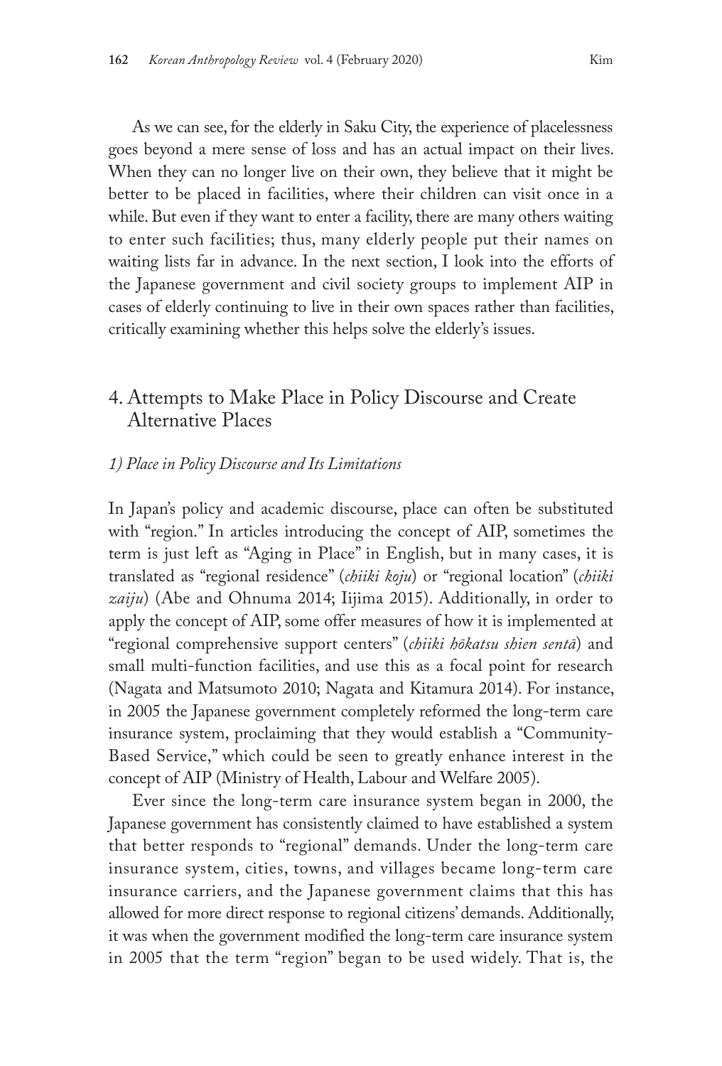As we can see, for the elderly in Saku City, the experience of placelessness goes beyond a mere sense of loss and has an actual impact on their lives. When they can no longer live on their own, they believe that it might be better to be placed in facilities, where their children can visit once in a while. But even if they want to enter a facility, there are many others waiting to enter such facilities; thus, many elderly people put their names on waiting lists far in advance. In the next section, I look into the efforts of the Japanese government and civil society groups to implement AIP in cases of elderly continuing to live in their own spaces rather than facilities, critically examining whether this helps solve the elderly's issues.

## 4. Attempts to Make Place in Policy Discourse and Create Alternative Places

### *1) Place in Policy Discourse and Its Limitations*

In Japan's policy and academic discourse, place can often be substituted with "region." In articles introducing the concept of AIP, sometimes the term is just left as "Aging in Place" in English, but in many cases, it is translated as "regional residence" (*chiiki koju*) or "regional location" (*chiiki zaiju*) (Abe and Ohnuma 2014; Iijima 2015). Additionally, in order to apply the concept of AIP, some offer measures of how it is implemented at "regional comprehensive support centers" (*chiiki hōkatsu shien sentā*) and small multi-function facilities, and use this as a focal point for research (Nagata and Matsumoto 2010; Nagata and Kitamura 2014). For instance, in 2005 the Japanese government completely reformed the long-term care insurance system, proclaiming that they would establish a "Community-Based Service," which could be seen to greatly enhance interest in the concept of AIP (Ministry of Health, Labour and Welfare 2005).

Ever since the long-term care insurance system began in 2000, the Japanese government has consistently claimed to have established a system that better responds to "regional" demands. Under the long-term care insurance system, cities, towns, and villages became long-term care insurance carriers, and the Japanese government claims that this has allowed for more direct response to regional citizens' demands. Additionally, it was when the government modified the long-term care insurance system in 2005 that the term "region" began to be used widely. That is, the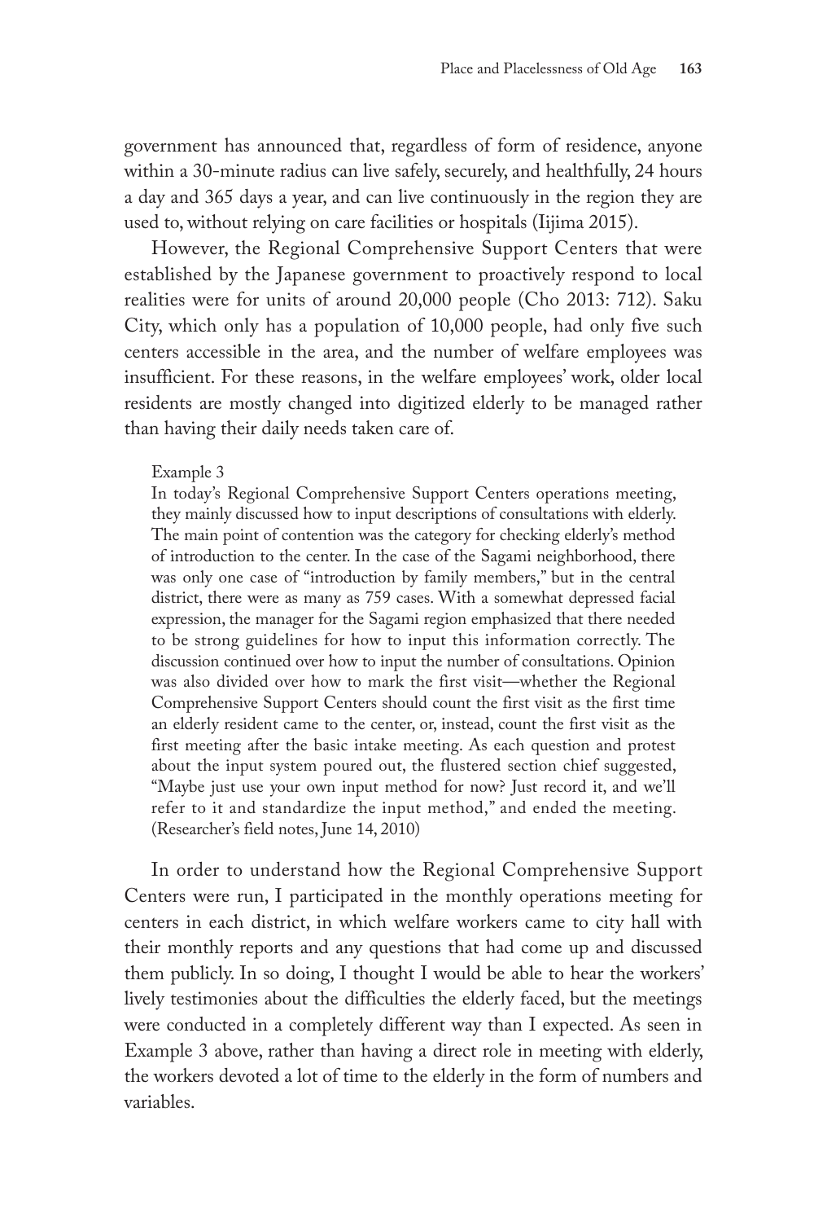government has announced that, regardless of form of residence, anyone within a 30-minute radius can live safely, securely, and healthfully, 24 hours a day and 365 days a year, and can live continuously in the region they are used to, without relying on care facilities or hospitals (Iijima 2015).

However, the Regional Comprehensive Support Centers that were established by the Japanese government to proactively respond to local realities were for units of around 20,000 people (Cho 2013: 712). Saku City, which only has a population of 10,000 people, had only five such centers accessible in the area, and the number of welfare employees was insufficient. For these reasons, in the welfare employees' work, older local residents are mostly changed into digitized elderly to be managed rather than having their daily needs taken care of.

> Example 3
>
> In today's Regional Comprehensive Support Centers operations meeting, they mainly discussed how to input descriptions of consultations with elderly. The main point of contention was the category for checking elderly's method of introduction to the center. In the case of the Sagami neighborhood, there was only one case of "introduction by family members," but in the central district, there were as many as 759 cases. With a somewhat depressed facial expression, the manager for the Sagami region emphasized that there needed to be strong guidelines for how to input this information correctly. The discussion continued over how to input the number of consultations. Opinion was also divided over how to mark the first visit—whether the Regional Comprehensive Support Centers should count the first visit as the first time an elderly resident came to the center, or, instead, count the first visit as the first meeting after the basic intake meeting. As each question and protest about the input system poured out, the flustered section chief suggested, "Maybe just use your own input method for now? Just record it, and we'll refer to it and standardize the input method," and ended the meeting. (Researcher's field notes, June 14, 2010)

In order to understand how the Regional Comprehensive Support Centers were run, I participated in the monthly operations meeting for centers in each district, in which welfare workers came to city hall with their monthly reports and any questions that had come up and discussed them publicly. In so doing, I thought I would be able to hear the workers' lively testimonies about the difficulties the elderly faced, but the meetings were conducted in a completely different way than I expected. As seen in Example 3 above, rather than having a direct role in meeting with elderly, the workers devoted a lot of time to the elderly in the form of numbers and variables.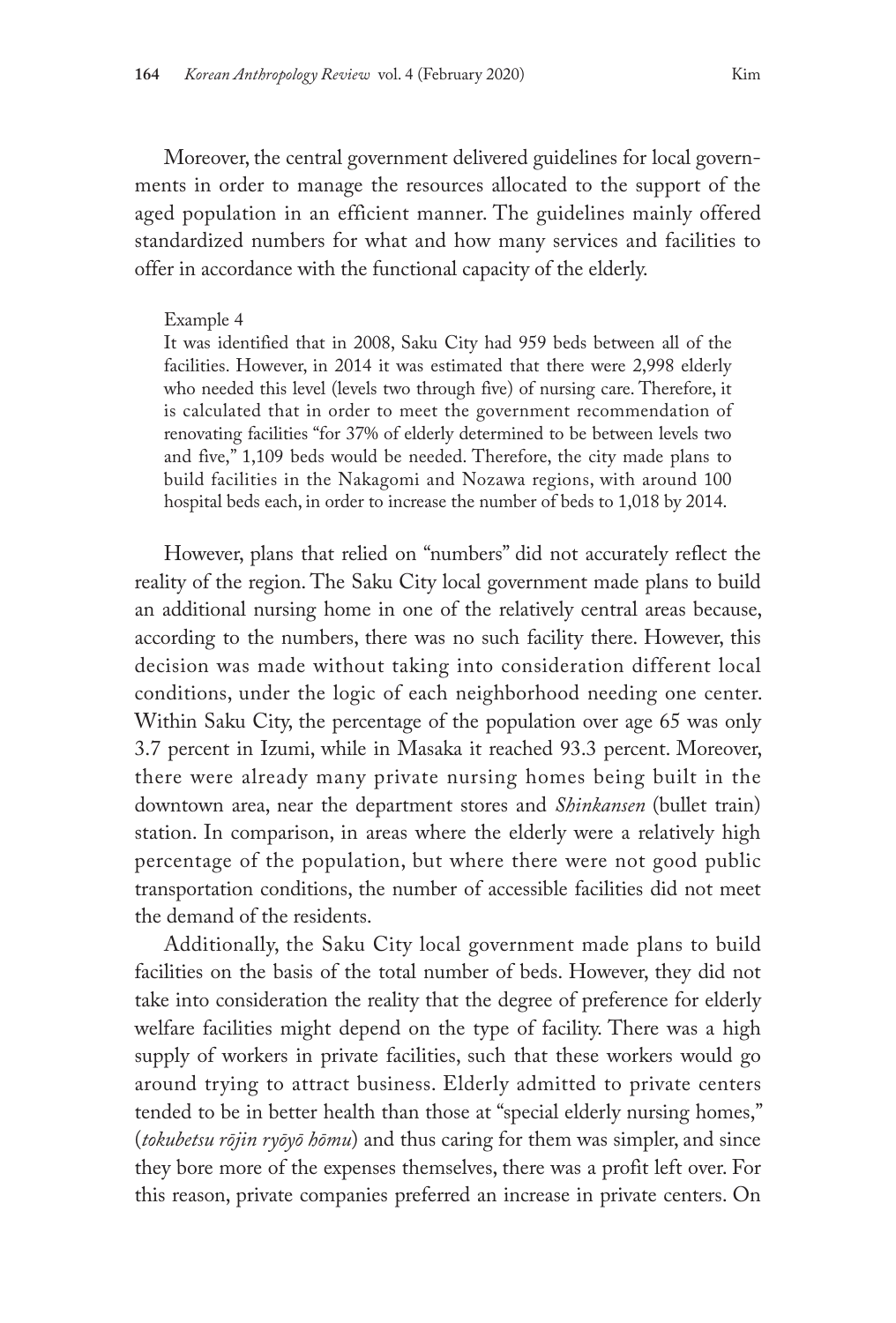Moreover, the central government delivered guidelines for local governments in order to manage the resources allocated to the support of the aged population in an efficient manner. The guidelines mainly offered standardized numbers for what and how many services and facilities to offer in accordance with the functional capacity of the elderly.

> Example 4
> It was identified that in 2008, Saku City had 959 beds between all of the facilities. However, in 2014 it was estimated that there were 2,998 elderly who needed this level (levels two through five) of nursing care. Therefore, it is calculated that in order to meet the government recommendation of renovating facilities "for 37% of elderly determined to be between levels two and five," 1,109 beds would be needed. Therefore, the city made plans to build facilities in the Nakagomi and Nozawa regions, with around 100 hospital beds each, in order to increase the number of beds to 1,018 by 2014.

However, plans that relied on "numbers" did not accurately reflect the reality of the region. The Saku City local government made plans to build an additional nursing home in one of the relatively central areas because, according to the numbers, there was no such facility there. However, this decision was made without taking into consideration different local conditions, under the logic of each neighborhood needing one center. Within Saku City, the percentage of the population over age 65 was only 3.7 percent in Izumi, while in Masaka it reached 93.3 percent. Moreover, there were already many private nursing homes being built in the downtown area, near the department stores and *Shinkansen* (bullet train) station. In comparison, in areas where the elderly were a relatively high percentage of the population, but where there were not good public transportation conditions, the number of accessible facilities did not meet the demand of the residents.

Additionally, the Saku City local government made plans to build facilities on the basis of the total number of beds. However, they did not take into consideration the reality that the degree of preference for elderly welfare facilities might depend on the type of facility. There was a high supply of workers in private facilities, such that these workers would go around trying to attract business. Elderly admitted to private centers tended to be in better health than those at "special elderly nursing homes," (*tokubetsu rōjin ryōyō hōmu*) and thus caring for them was simpler, and since they bore more of the expenses themselves, there was a profit left over. For this reason, private companies preferred an increase in private centers. On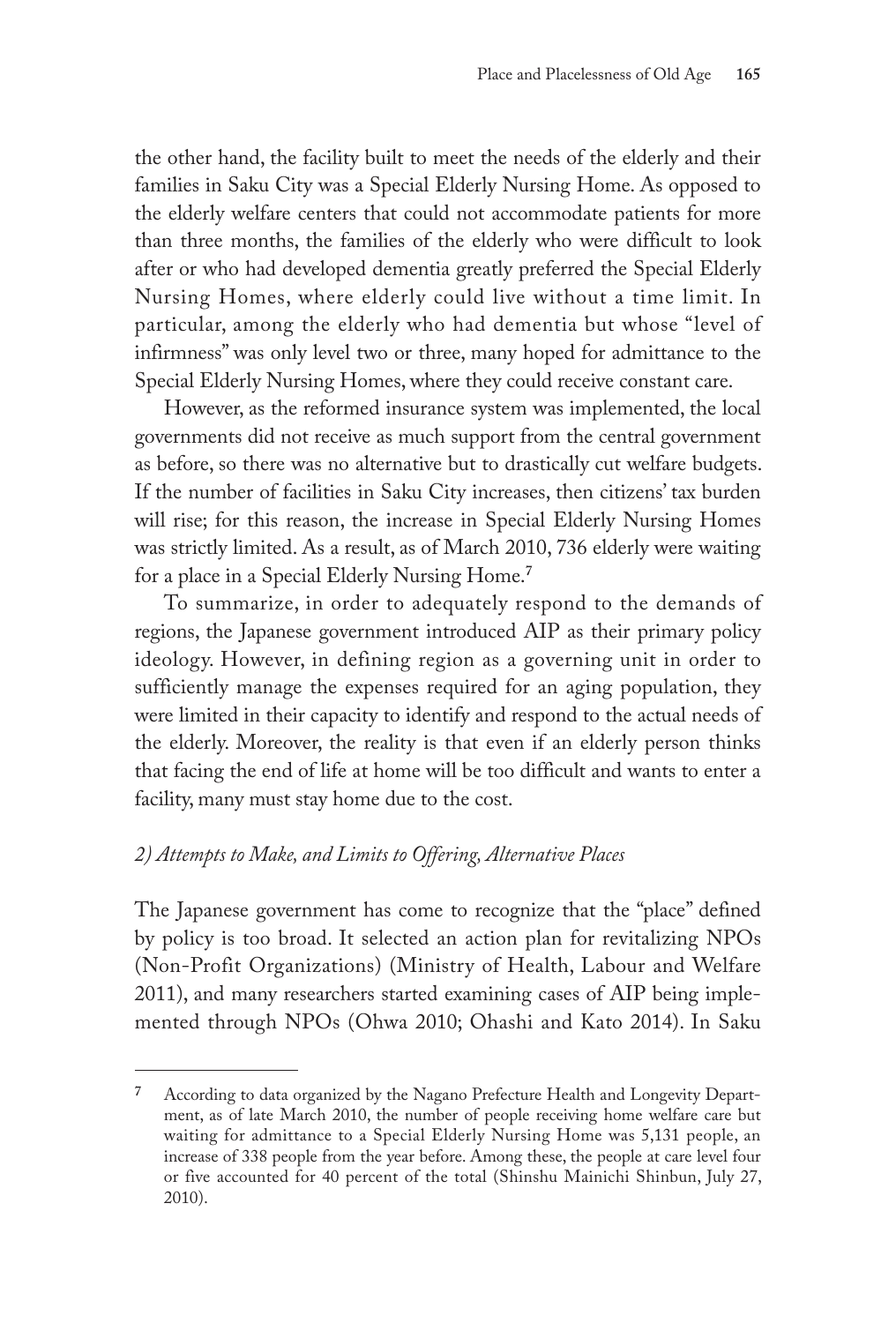the other hand, the facility built to meet the needs of the elderly and their families in Saku City was a Special Elderly Nursing Home. As opposed to the elderly welfare centers that could not accommodate patients for more than three months, the families of the elderly who were difficult to look after or who had developed dementia greatly preferred the Special Elderly Nursing Homes, where elderly could live without a time limit. In particular, among the elderly who had dementia but whose "level of infirmness" was only level two or three, many hoped for admittance to the Special Elderly Nursing Homes, where they could receive constant care.

However, as the reformed insurance system was implemented, the local governments did not receive as much support from the central government as before, so there was no alternative but to drastically cut welfare budgets. If the number of facilities in Saku City increases, then citizens' tax burden will rise; for this reason, the increase in Special Elderly Nursing Homes was strictly limited. As a result, as of March 2010, 736 elderly were waiting for a place in a Special Elderly Nursing Home.[7]

To summarize, in order to adequately respond to the demands of regions, the Japanese government introduced AIP as their primary policy ideology. However, in defining region as a governing unit in order to sufficiently manage the expenses required for an aging population, they were limited in their capacity to identify and respond to the actual needs of the elderly. Moreover, the reality is that even if an elderly person thinks that facing the end of life at home will be too difficult and wants to enter a facility, many must stay home due to the cost.

### *2) Attempts to Make, and Limits to Offering, Alternative Places*

The Japanese government has come to recognize that the "place" defined by policy is too broad. It selected an action plan for revitalizing NPOs (Non-Profit Organizations) (Ministry of Health, Labour and Welfare 2011), and many researchers started examining cases of AIP being implemented through NPOs (Ohwa 2010; Ohashi and Kato 2014). In Saku

---

[7] According to data organized by the Nagano Prefecture Health and Longevity Department, as of late March 2010, the number of people receiving home welfare care but waiting for admittance to a Special Elderly Nursing Home was 5,131 people, an increase of 338 people from the year before. Among these, the people at care level four or five accounted for 40 percent of the total (Shinshu Mainichi Shinbun, July 27, 2010).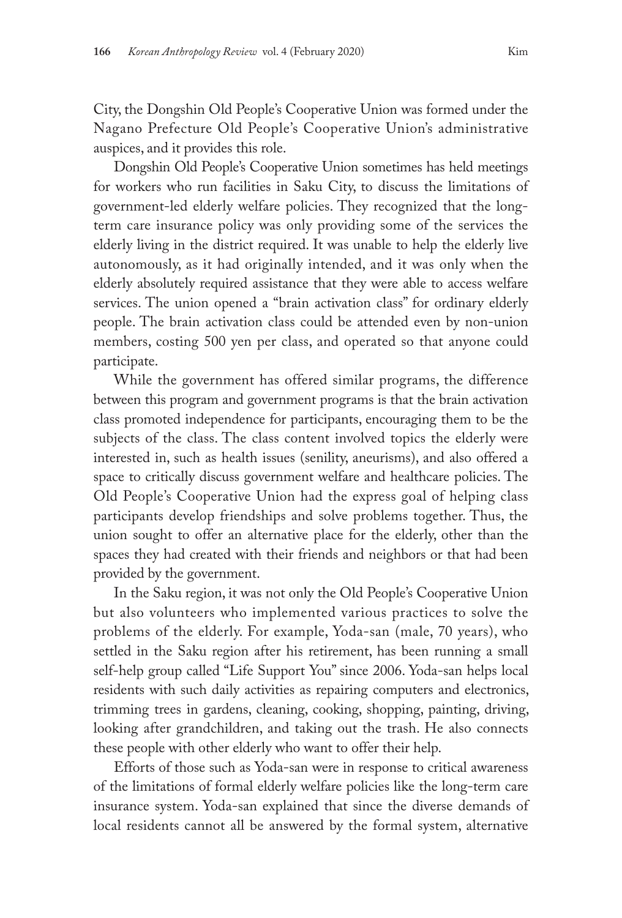City, the Dongshin Old People's Cooperative Union was formed under the Nagano Prefecture Old People's Cooperative Union's administrative auspices, and it provides this role.

Dongshin Old People's Cooperative Union sometimes has held meetings for workers who run facilities in Saku City, to discuss the limitations of government-led elderly welfare policies. They recognized that the long-term care insurance policy was only providing some of the services the elderly living in the district required. It was unable to help the elderly live autonomously, as it had originally intended, and it was only when the elderly absolutely required assistance that they were able to access welfare services. The union opened a "brain activation class" for ordinary elderly people. The brain activation class could be attended even by non-union members, costing 500 yen per class, and operated so that anyone could participate.

While the government has offered similar programs, the difference between this program and government programs is that the brain activation class promoted independence for participants, encouraging them to be the subjects of the class. The class content involved topics the elderly were interested in, such as health issues (senility, aneurisms), and also offered a space to critically discuss government welfare and healthcare policies. The Old People's Cooperative Union had the express goal of helping class participants develop friendships and solve problems together. Thus, the union sought to offer an alternative place for the elderly, other than the spaces they had created with their friends and neighbors or that had been provided by the government.

In the Saku region, it was not only the Old People's Cooperative Union but also volunteers who implemented various practices to solve the problems of the elderly. For example, Yoda-san (male, 70 years), who settled in the Saku region after his retirement, has been running a small self-help group called "Life Support You" since 2006. Yoda-san helps local residents with such daily activities as repairing computers and electronics, trimming trees in gardens, cleaning, cooking, shopping, painting, driving, looking after grandchildren, and taking out the trash. He also connects these people with other elderly who want to offer their help.

Efforts of those such as Yoda-san were in response to critical awareness of the limitations of formal elderly welfare policies like the long-term care insurance system. Yoda-san explained that since the diverse demands of local residents cannot all be answered by the formal system, alternative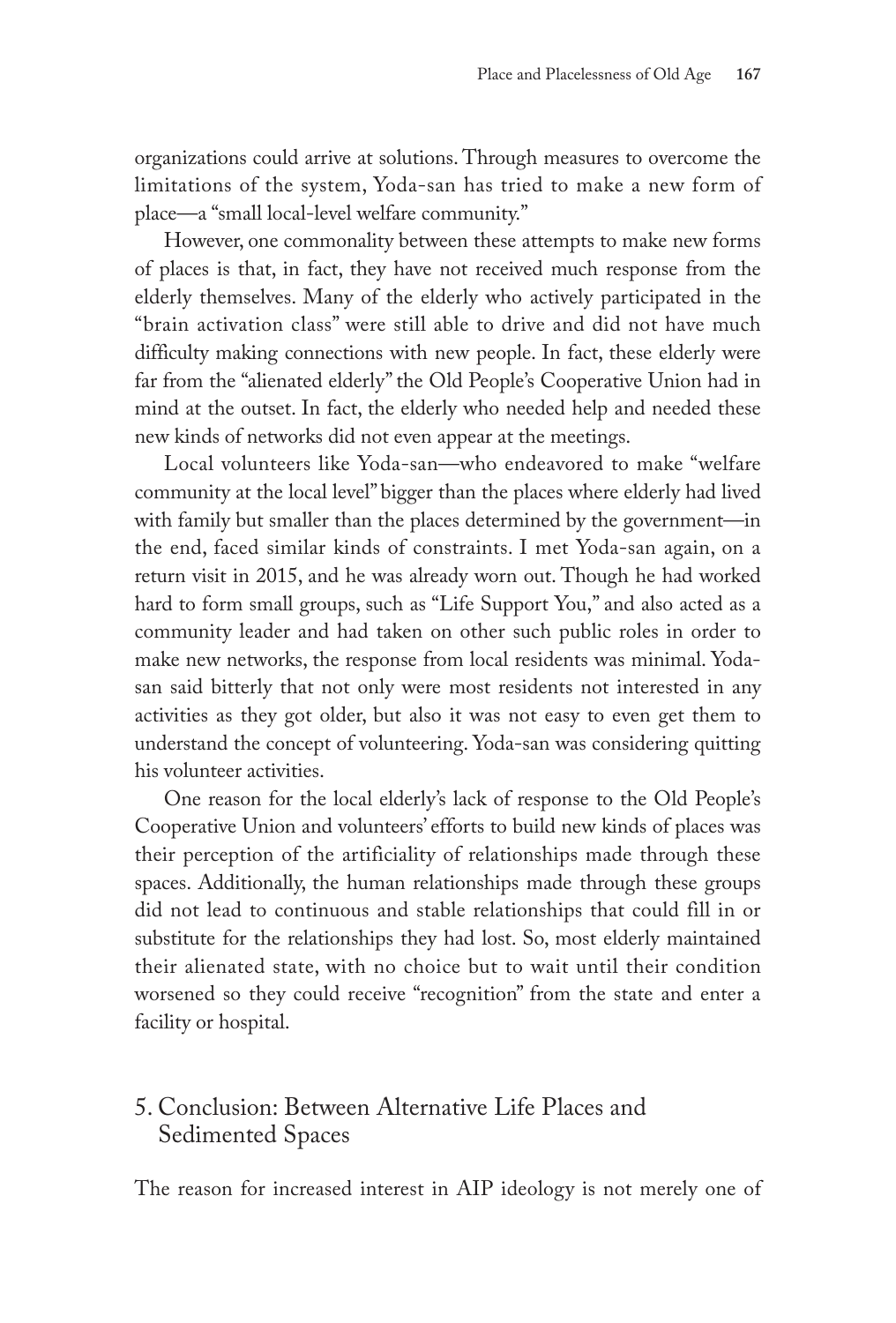organizations could arrive at solutions. Through measures to overcome the limitations of the system, Yoda-san has tried to make a new form of place—a "small local-level welfare community."

However, one commonality between these attempts to make new forms of places is that, in fact, they have not received much response from the elderly themselves. Many of the elderly who actively participated in the "brain activation class" were still able to drive and did not have much difficulty making connections with new people. In fact, these elderly were far from the "alienated elderly" the Old People's Cooperative Union had in mind at the outset. In fact, the elderly who needed help and needed these new kinds of networks did not even appear at the meetings.

Local volunteers like Yoda-san—who endeavored to make "welfare community at the local level" bigger than the places where elderly had lived with family but smaller than the places determined by the government—in the end, faced similar kinds of constraints. I met Yoda-san again, on a return visit in 2015, and he was already worn out. Though he had worked hard to form small groups, such as "Life Support You," and also acted as a community leader and had taken on other such public roles in order to make new networks, the response from local residents was minimal. Yoda-san said bitterly that not only were most residents not interested in any activities as they got older, but also it was not easy to even get them to understand the concept of volunteering. Yoda-san was considering quitting his volunteer activities.

One reason for the local elderly's lack of response to the Old People's Cooperative Union and volunteers' efforts to build new kinds of places was their perception of the artificiality of relationships made through these spaces. Additionally, the human relationships made through these groups did not lead to continuous and stable relationships that could fill in or substitute for the relationships they had lost. So, most elderly maintained their alienated state, with no choice but to wait until their condition worsened so they could receive "recognition" from the state and enter a facility or hospital.

## 5. Conclusion: Between Alternative Life Places and Sedimented Spaces

The reason for increased interest in AIP ideology is not merely one of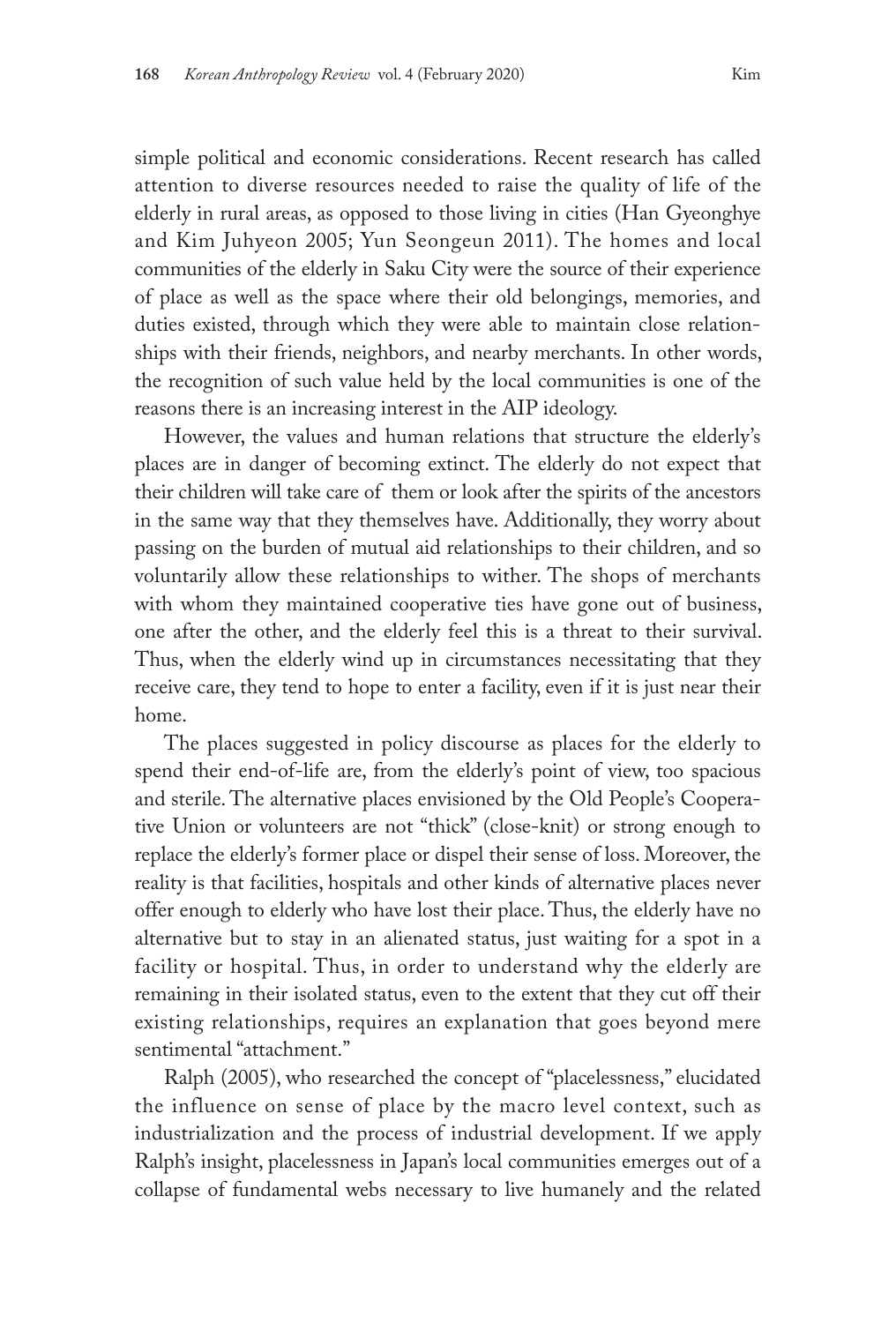simple political and economic considerations. Recent research has called attention to diverse resources needed to raise the quality of life of the elderly in rural areas, as opposed to those living in cities (Han Gyeonghye and Kim Juhyeon 2005; Yun Seongeun 2011). The homes and local communities of the elderly in Saku City were the source of their experience of place as well as the space where their old belongings, memories, and duties existed, through which they were able to maintain close relationships with their friends, neighbors, and nearby merchants. In other words, the recognition of such value held by the local communities is one of the reasons there is an increasing interest in the AIP ideology.

However, the values and human relations that structure the elderly's places are in danger of becoming extinct. The elderly do not expect that their children will take care of them or look after the spirits of the ancestors in the same way that they themselves have. Additionally, they worry about passing on the burden of mutual aid relationships to their children, and so voluntarily allow these relationships to wither. The shops of merchants with whom they maintained cooperative ties have gone out of business, one after the other, and the elderly feel this is a threat to their survival. Thus, when the elderly wind up in circumstances necessitating that they receive care, they tend to hope to enter a facility, even if it is just near their home.

The places suggested in policy discourse as places for the elderly to spend their end-of-life are, from the elderly's point of view, too spacious and sterile. The alternative places envisioned by the Old People's Cooperative Union or volunteers are not "thick" (close-knit) or strong enough to replace the elderly's former place or dispel their sense of loss. Moreover, the reality is that facilities, hospitals and other kinds of alternative places never offer enough to elderly who have lost their place. Thus, the elderly have no alternative but to stay in an alienated status, just waiting for a spot in a facility or hospital. Thus, in order to understand why the elderly are remaining in their isolated status, even to the extent that they cut off their existing relationships, requires an explanation that goes beyond mere sentimental "attachment."

Ralph (2005), who researched the concept of "placelessness," elucidated the influence on sense of place by the macro level context, such as industrialization and the process of industrial development. If we apply Ralph's insight, placelessness in Japan's local communities emerges out of a collapse of fundamental webs necessary to live humanely and the related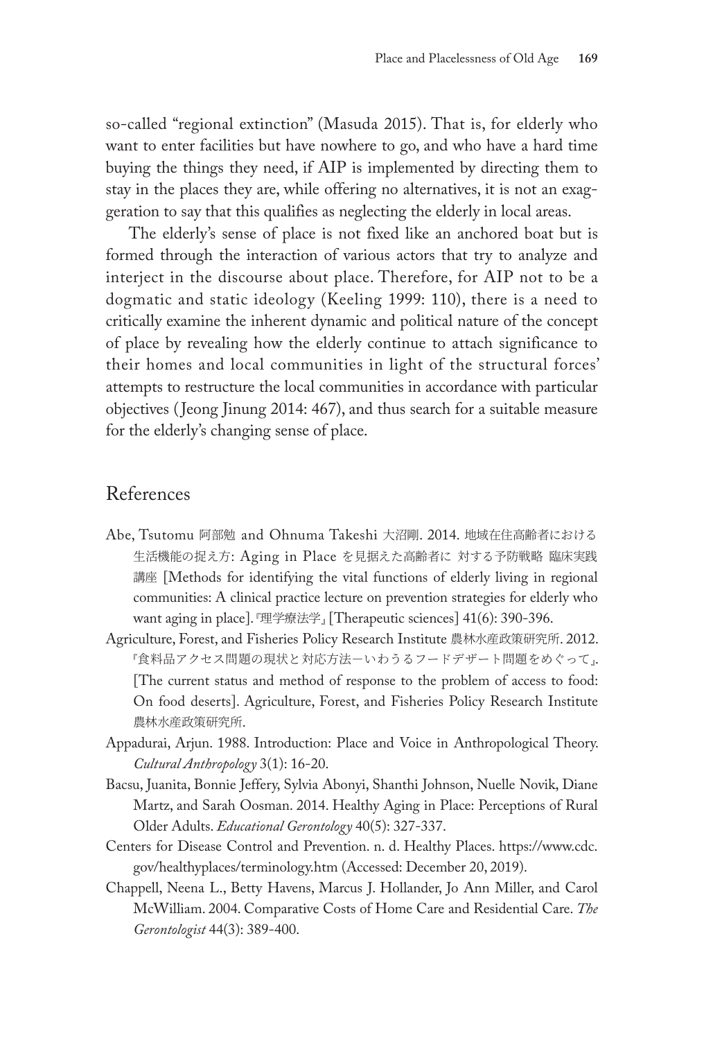so-called "regional extinction" (Masuda 2015). That is, for elderly who want to enter facilities but have nowhere to go, and who have a hard time buying the things they need, if AIP is implemented by directing them to stay in the places they are, while offering no alternatives, it is not an exaggeration to say that this qualifies as neglecting the elderly in local areas.

The elderly's sense of place is not fixed like an anchored boat but is formed through the interaction of various actors that try to analyze and interject in the discourse about place. Therefore, for AIP not to be a dogmatic and static ideology (Keeling 1999: 110), there is a need to critically examine the inherent dynamic and political nature of the concept of place by revealing how the elderly continue to attach significance to their homes and local communities in light of the structural forces' attempts to restructure the local communities in accordance with particular objectives (Jeong Jinung 2014: 467), and thus search for a suitable measure for the elderly's changing sense of place.

## References

Abe, Tsutomu 阿部勉 and Ohnuma Takeshi 大沼剛. 2014. 地域在住高齢者における生活機能の捉え方: Aging in Place を見据えた高齢者に 対する予防戦略 臨床実践講座 [Methods for identifying the vital functions of elderly living in regional communities: A clinical practice lecture on prevention strategies for elderly who want aging in place].『理学療法学』[Therapeutic sciences] 41(6): 390-396.

Agriculture, Forest, and Fisheries Policy Research Institute 農林水産政策研究所. 2012.『食料品アクセス問題の現状と対応方法ーいわうるフードデザート問題をめぐって』. [The current status and method of response to the problem of access to food: On food deserts]. Agriculture, Forest, and Fisheries Policy Research Institute 農林水産政策研究所.

Appadurai, Arjun. 1988. Introduction: Place and Voice in Anthropological Theory. *Cultural Anthropology* 3(1): 16-20.

Bacsu, Juanita, Bonnie Jeffery, Sylvia Abonyi, Shanthi Johnson, Nuelle Novik, Diane Martz, and Sarah Oosman. 2014. Healthy Aging in Place: Perceptions of Rural Older Adults. *Educational Gerontology* 40(5): 327-337.

Centers for Disease Control and Prevention. n. d. Healthy Places. https://www.cdc.gov/healthyplaces/terminology.htm (Accessed: December 20, 2019).

Chappell, Neena L., Betty Havens, Marcus J. Hollander, Jo Ann Miller, and Carol McWilliam. 2004. Comparative Costs of Home Care and Residential Care. *The Gerontologist* 44(3): 389-400.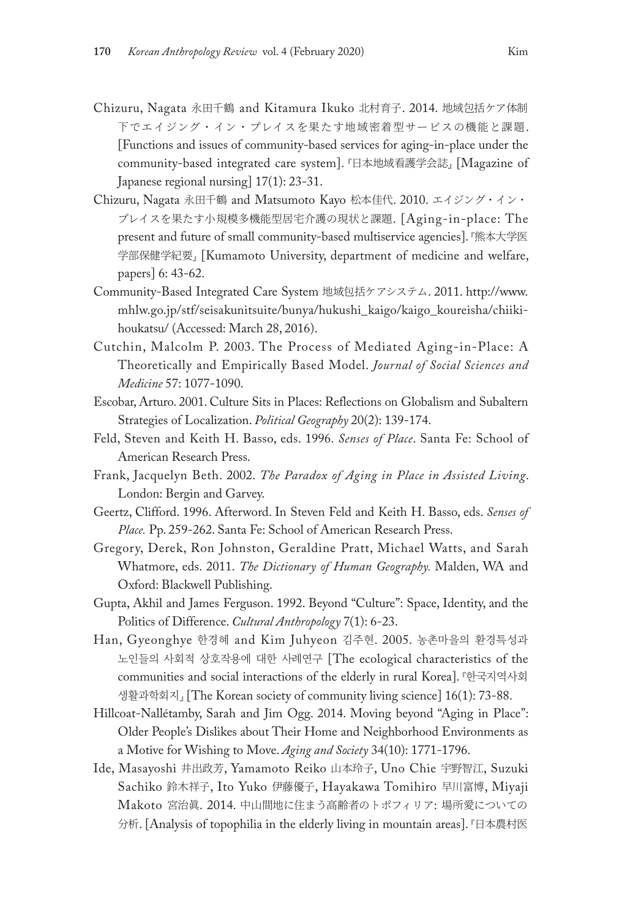Chizuru, Nagata 永田千鶴 and Kitamura Ikuko 北村育子. 2014. 地域包括ケア体制下でエイジング・イン・プレイスを果たす地域密着型サービスの機能と課題. [Functions and issues of community-based services for aging-in-place under the community-based integrated care system]. 『日本地域看護学会誌』 [Magazine of Japanese regional nursing] 17(1): 23-31.

Chizuru, Nagata 永田千鶴 and Matsumoto Kayo 松本佳代. 2010. エイジング・イン・プレイスを果たす小規模多機能型居宅介護の現状と課題. [Aging-in-place: The present and future of small community-based multiservice agencies]. 『熊本大学医学部保健学紀要』 [Kumamoto University, department of medicine and welfare, papers] 6: 43-62.

Community-Based Integrated Care System 地域包括ケアシステム. 2011. http://www.mhlw.go.jp/stf/seisakunitsuite/bunya/hukushi_kaigo/kaigo_koureisha/chiiki-houkatsu/ (Accessed: March 28, 2016).

Cutchin, Malcolm P. 2003. The Process of Mediated Aging-in-Place: A Theoretically and Empirically Based Model. *Journal of Social Sciences and Medicine* 57: 1077-1090.

Escobar, Arturo. 2001. Culture Sits in Places: Reflections on Globalism and Subaltern Strategies of Localization. *Political Geography* 20(2): 139-174.

Feld, Steven and Keith H. Basso, eds. 1996. *Senses of Place*. Santa Fe: School of American Research Press.

Frank, Jacquelyn Beth. 2002. *The Paradox of Aging in Place in Assisted Living*. London: Bergin and Garvey.

Geertz, Clifford. 1996. Afterword. In Steven Feld and Keith H. Basso, eds. *Senses of Place.* Pp. 259-262. Santa Fe: School of American Research Press.

Gregory, Derek, Ron Johnston, Geraldine Pratt, Michael Watts, and Sarah Whatmore, eds. 2011. *The Dictionary of Human Geography.* Malden, WA and Oxford: Blackwell Publishing.

Gupta, Akhil and James Ferguson. 1992. Beyond "Culture": Space, Identity, and the Politics of Difference. *Cultural Anthropology* 7(1): 6-23.

Han, Gyeonghye 한경혜 and Kim Juhyeon 김주현. 2005. 농촌마을의 환경특성과 노인들의 사회적 상호작용에 대한 사례연구 [The ecological characteristics of the communities and social interactions of the elderly in rural Korea]. 『한국지역사회생활과학회지』 [The Korean society of community living science] 16(1): 73-88.

Hillcoat-Nallétamby, Sarah and Jim Ogg. 2014. Moving beyond "Aging in Place": Older People's Dislikes about Their Home and Neighborhood Environments as a Motive for Wishing to Move. *Aging and Society* 34(10): 1771-1796.

Ide, Masayoshi 井出政芳, Yamamoto Reiko 山本玲子, Uno Chie 宇野智江, Suzuki Sachiko 鈴木祥子, Ito Yuko 伊藤優子, Hayakawa Tomihiro 早川富博, Miyaji Makoto 宮治眞. 2014. 中山間地に住まう高齢者のトポフィリア: 場所愛についての分析. [Analysis of topophilia in the elderly living in mountain areas]. 『日本農村医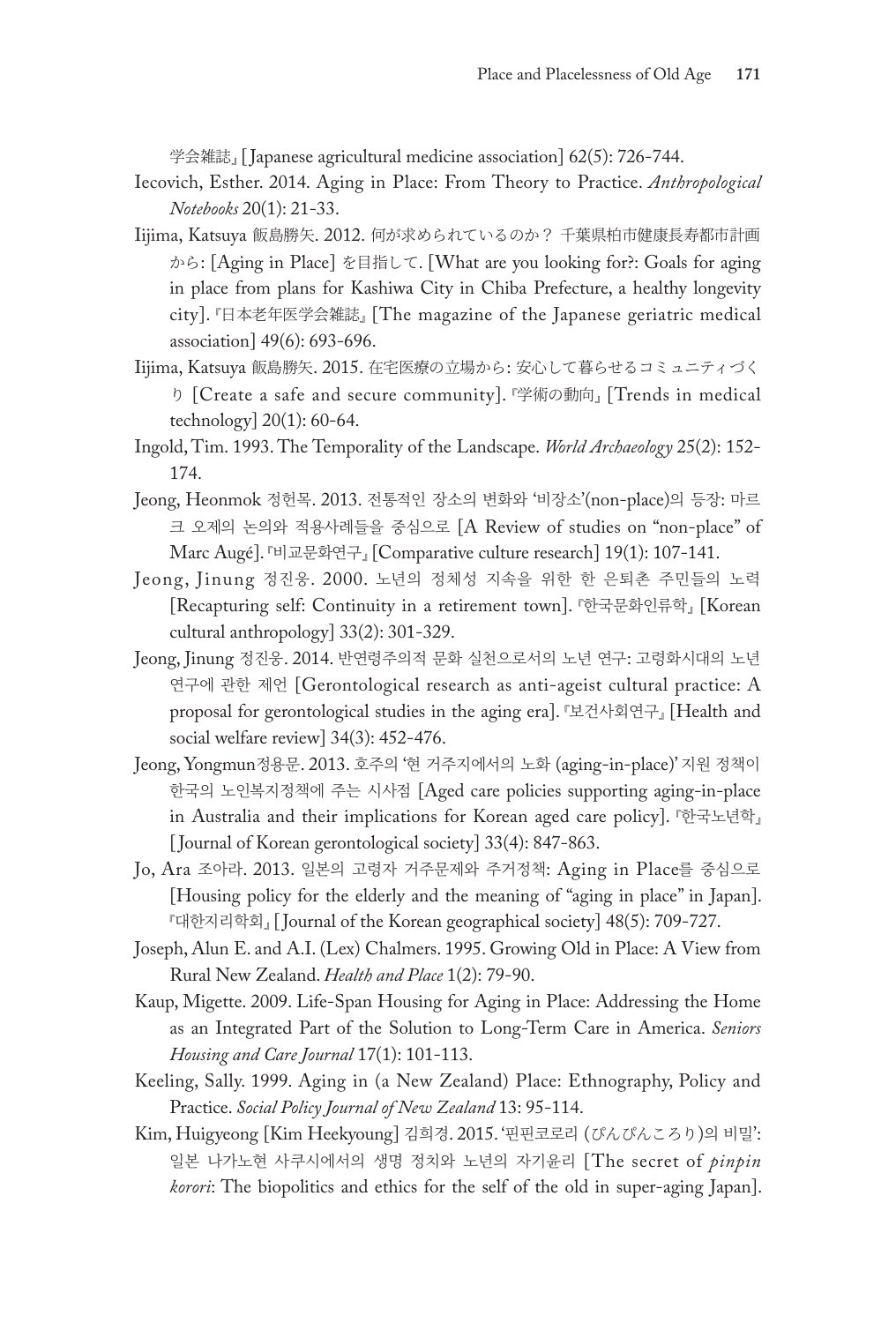学会雑誌』[Japanese agricultural medicine association] 62(5): 726-744.

Iecovich, Esther. 2014. Aging in Place: From Theory to Practice. *Anthropological Notebooks* 20(1): 21-33.

Iijima, Katsuya 飯島勝矢. 2012. 何が求められているのか？ 千葉県柏市健康長寿都市計画から: [Aging in Place] を目指して. [What are you looking for?: Goals for aging in place from plans for Kashiwa City in Chiba Prefecture, a healthy longevity city].『日本老年医学会雑誌』[The magazine of the Japanese geriatric medical association] 49(6): 693-696.

Iijima, Katsuya 飯島勝矢. 2015. 在宅医療の立場から: 安心して暮らせるコミュニティづくり [Create a safe and secure community].『学術の動向』[Trends in medical technology] 20(1): 60-64.

Ingold, Tim. 1993. The Temporality of the Landscape. *World Archaeology* 25(2): 152-174.

Jeong, Heonmok 정헌목. 2013. 전통적인 장소의 변화와 '비장소'(non-place)의 등장: 마르크 오제의 논의와 적용사례들을 중심으로 [A Review of studies on "non-place" of Marc Augé].『비교문화연구』[Comparative culture research] 19(1): 107-141.

Jeong, Jinung 정진웅. 2000. 노년의 정체성 지속을 위한 한 은퇴촌 주민들의 노력 [Recapturing self: Continuity in a retirement town].『한국문화인류학』[Korean cultural anthropology] 33(2): 301-329.

Jeong, Jinung 정진웅. 2014. 반연령주의적 문화 실천으로서의 노년 연구: 고령화시대의 노년 연구에 관한 제언 [Gerontological research as anti-ageist cultural practice: A proposal for gerontological studies in the aging era].『보건사회연구』[Health and social welfare review] 34(3): 452-476.

Jeong, Yongmun정용문. 2013. 호주의 '현 거주지에서의 노화 (aging-in-place)' 지원 정책이 한국의 노인복지정책에 주는 시사점 [Aged care policies supporting aging-in-place in Australia and their implications for Korean aged care policy].『한국노년학』[Journal of Korean gerontological society] 33(4): 847-863.

Jo, Ara 조아라. 2013. 일본의 고령자 거주문제와 주거정책: Aging in Place를 중심으로 [Housing policy for the elderly and the meaning of "aging in place" in Japan].『대한지리학회』[Journal of the Korean geographical society] 48(5): 709-727.

Joseph, Alun E. and A.I. (Lex) Chalmers. 1995. Growing Old in Place: A View from Rural New Zealand. *Health and Place* 1(2): 79-90.

Kaup, Migette. 2009. Life-Span Housing for Aging in Place: Addressing the Home as an Integrated Part of the Solution to Long-Term Care in America. *Seniors Housing and Care Journal* 17(1): 101-113.

Keeling, Sally. 1999. Aging in (a New Zealand) Place: Ethnography, Policy and Practice. *Social Policy Journal of New Zealand* 13: 95-114.

Kim, Huigyeong [Kim Heekyoung] 김희경. 2015. '핀핀코로리 (ぴんぴんころり)의 비밀': 일본 나가노현 사쿠시에서의 생명 정치와 노년의 자기윤리 [The secret of *pinpin korori*: The biopolitics and ethics for the self of the old in super-aging Japan].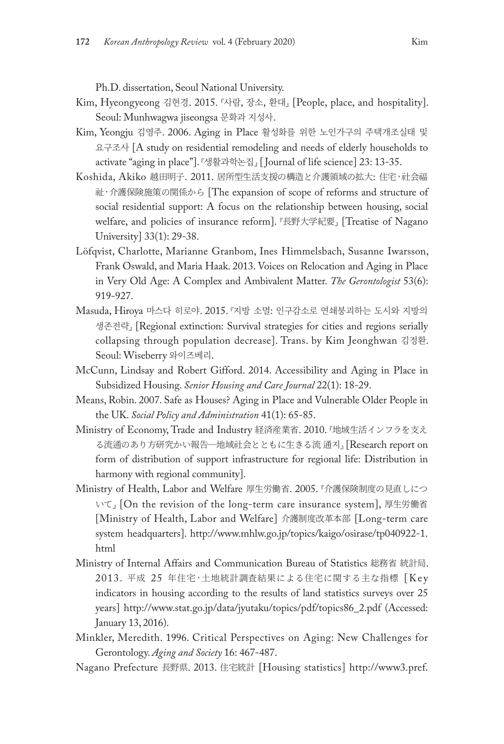Ph.D. dissertation, Seoul National University.

Kim, Hyeongyeong 김현경. 2015.『사람, 장소, 환대』[People, place, and hospitality]. Seoul: Munhwagwa jiseongsa 문화과 지성사.

Kim, Yeongju 김영주. 2006. Aging in Place 활성화를 위한 노인가구의 주택개조실태 및 요구조사 [A study on residential remodeling and needs of elderly households to activate "aging in place"].『생활과학논집』[Journal of life science] 23: 13-35.

Koshida, Akiko 越田明子. 2011. 居所型生活支援の構造と介護領域の拡大: 住宅·社会福祉·介護保険施策の関係から [The expansion of scope of reforms and structure of social residential support: A focus on the relationship between housing, social welfare, and policies of insurance reform].『長野大学紀要』[Treatise of Nagano University] 33(1): 29-38.

Löfqvist, Charlotte, Marianne Granbom, Ines Himmelsbach, Susanne Iwarsson, Frank Oswald, and Maria Haak. 2013. Voices on Relocation and Aging in Place in Very Old Age: A Complex and Ambivalent Matter. *The Gerontologist* 53(6): 919-927.

Masuda, Hiroya 마스다 히로야. 2015.『지방 소멸: 인구감소로 연쇄붕괴하는 도시와 지방의 생존전략』[Regional extinction: Survival strategies for cities and regions serially collapsing through population decrease]. Trans. by Kim Jeonghwan 김정환. Seoul: Wiseberry 와이즈베리.

McCunn, Lindsay and Robert Gifford. 2014. Accessibility and Aging in Place in Subsidized Housing. *Senior Housing and Care Journal* 22(1): 18-29.

Means, Robin. 2007. Safe as Houses? Aging in Place and Vulnerable Older People in the UK. *Social Policy and Administration* 41(1): 65-85.

Ministry of Economy, Trade and Industry 経済産業省. 2010.『地域生活インフラを支える流通のあり方研究かい報告—地域社会とともに生きる流 通ス』[Research report on form of distribution of support infrastructure for regional life: Distribution in harmony with regional community].

Ministry of Health, Labor and Welfare 厚生労働省. 2005.『介護保険制度の見直しについて』[On the revision of the long-term care insurance system], 厚生労働省 [Ministry of Health, Labor and Welfare] 介護制度改革本部 [Long-term care system headquarters]. http://www.mhlw.go.jp/topics/kaigo/osirase/tp040922-1.html

Ministry of Internal Affairs and Communication Bureau of Statistics 総務省 統計局. 2013. 平成 25 年住宅·土地統計調査結果による住宅に関する主な指標 [Key indicators in housing according to the results of land statistics surveys over 25 years] http://www.stat.go.jp/data/jyutaku/topics/pdf/topics86_2.pdf (Accessed: January 13, 2016).

Minkler, Meredith. 1996. Critical Perspectives on Aging: New Challenges for Gerontology. *Aging and Society* 16: 467-487.

Nagano Prefecture 長野県. 2013. 住宅統計 [Housing statistics] http://www3.pref.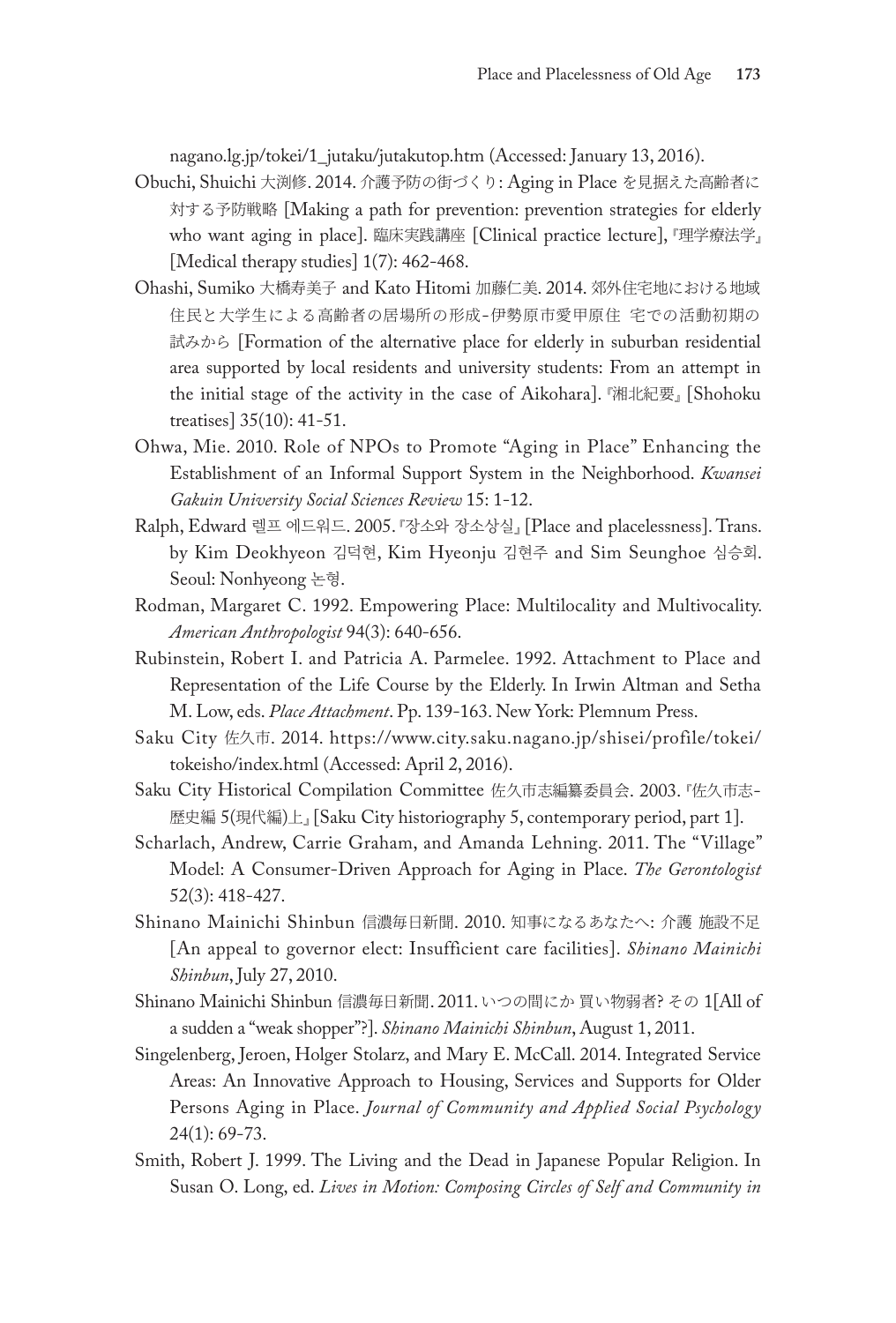nagano.lg.jp/tokei/1_jutaku/jutakutop.htm (Accessed: January 13, 2016).

Obuchi, Shuichi 大渕修. 2014. 介護予防の街づくり: Aging in Place を見据えた高齢者に対する予防戦略 [Making a path for prevention: prevention strategies for elderly who want aging in place]. 臨床実践講座 [Clinical practice lecture],『理学療法学』[Medical therapy studies] 1(7): 462-468.

Ohashi, Sumiko 大橋寿美子 and Kato Hitomi 加藤仁美. 2014. 郊外住宅地における地域住民と大学生による高齢者の居場所の形成-伊勢原市愛甲原住 宅での活動初期の試みから [Formation of the alternative place for elderly in suburban residential area supported by local residents and university students: From an attempt in the initial stage of the activity in the case of Aikohara].『湘北紀要』[Shohoku treatises] 35(10): 41-51.

Ohwa, Mie. 2010. Role of NPOs to Promote "Aging in Place" Enhancing the Establishment of an Informal Support System in the Neighborhood. *Kwansei Gakuin University Social Sciences Review* 15: 1-12.

Ralph, Edward 렐프 에드워드. 2005.『장소와 장소상실』[Place and placelessness]. Trans. by Kim Deokhyeon 김덕현, Kim Hyeonju 김현주 and Sim Seunghoe 심승희. Seoul: Nonhyeong 논형.

Rodman, Margaret C. 1992. Empowering Place: Multilocality and Multivocality. *American Anthropologist* 94(3): 640-656.

Rubinstein, Robert I. and Patricia A. Parmelee. 1992. Attachment to Place and Representation of the Life Course by the Elderly. In Irwin Altman and Setha M. Low, eds. *Place Attachment*. Pp. 139-163. New York: Plemnum Press.

Saku City 佐久市. 2014. https://www.city.saku.nagano.jp/shisei/profile/tokei/tokeisho/index.html (Accessed: April 2, 2016).

Saku City Historical Compilation Committee 佐久市志編纂委員会. 2003.『佐久市志-歴史編 5(現代編)上』[Saku City historiography 5, contemporary period, part 1].

Scharlach, Andrew, Carrie Graham, and Amanda Lehning. 2011. The "Village" Model: A Consumer-Driven Approach for Aging in Place. *The Gerontologist* 52(3): 418-427.

Shinano Mainichi Shinbun 信濃毎日新聞. 2010. 知事になるあなたへ: 介護 施設不足 [An appeal to governor elect: Insufficient care facilities]. *Shinano Mainichi Shinbun*, July 27, 2010.

Shinano Mainichi Shinbun 信濃毎日新聞. 2011. いつの間にか 買い物弱者? その 1[All of a sudden a "weak shopper"?]. *Shinano Mainichi Shinbun*, August 1, 2011.

Singelenberg, Jeroen, Holger Stolarz, and Mary E. McCall. 2014. Integrated Service Areas: An Innovative Approach to Housing, Services and Supports for Older Persons Aging in Place. *Journal of Community and Applied Social Psychology* 24(1): 69-73.

Smith, Robert J. 1999. The Living and the Dead in Japanese Popular Religion. In Susan O. Long, ed. *Lives in Motion: Composing Circles of Self and Community in*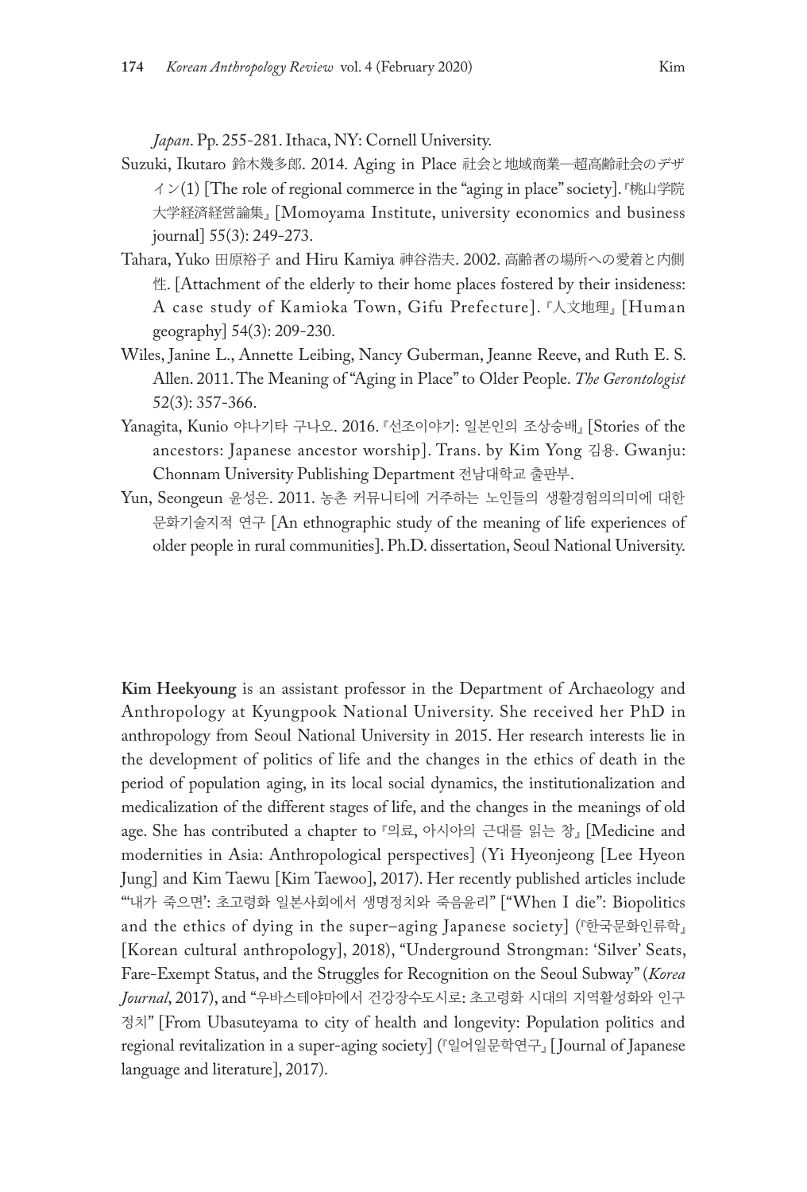*Japan*. Pp. 255-281. Ithaca, NY: Cornell University.

Suzuki, Ikutaro 鈴木幾多郎. 2014. Aging in Place 社会と地域商業—超高齢社会のデザイン(1) [The role of regional commerce in the "aging in place" society].『桃山学院大学経済経営論集』[Momoyama Institute, university economics and business journal] 55(3): 249-273.

Tahara, Yuko 田原裕子 and Hiru Kamiya 神谷浩夫. 2002. 高齢者の場所への愛着と内側性. [Attachment of the elderly to their home places fostered by their insideness: A case study of Kamioka Town, Gifu Prefecture].『人文地理』[Human geography] 54(3): 209-230.

Wiles, Janine L., Annette Leibing, Nancy Guberman, Jeanne Reeve, and Ruth E. S. Allen. 2011. The Meaning of "Aging in Place" to Older People. *The Gerontologist* 52(3): 357-366.

Yanagita, Kunio 야나기타 구니오. 2016.『선조이야기: 일본인의 조상숭배』[Stories of the ancestors: Japanese ancestor worship]. Trans. by Kim Yong 김용. Gwanju: Chonnam University Publishing Department 전남대학교 출판부.

Yun, Seongeun 윤성은. 2011. 농촌 커뮤니티에 거주하는 노인들의 생활경험의의미에 대한 문화기술지적 연구 [An ethnographic study of the meaning of life experiences of older people in rural communities]. Ph.D. dissertation, Seoul National University.

**Kim Heekyoung** is an assistant professor in the Department of Archaeology and Anthropology at Kyungpook National University. She received her PhD in anthropology from Seoul National University in 2015. Her research interests lie in the development of politics of life and the changes in the ethics of death in the period of population aging, in its local social dynamics, the institutionalization and medicalization of the different stages of life, and the changes in the meanings of old age. She has contributed a chapter to『의료, 아시아의 근대를 읽는 창』[Medicine and modernities in Asia: Anthropological perspectives] (Yi Hyeonjeong [Lee Hyeon Jung] and Kim Taewu [Kim Taewoo], 2017). Her recently published articles include "'내가 죽으면': 초고령화 일본사회에서 생명정치와 죽음윤리" ["When I die": Biopolitics and the ethics of dying in the super–aging Japanese society] (『한국문화인류학』[Korean cultural anthropology], 2018), "Underground Strongman: 'Silver' Seats, Fare-Exempt Status, and the Struggles for Recognition on the Seoul Subway" (*Korea Journal*, 2017), and "우바스테야마에서 건강장수도시로: 초고령화 시대의 지역활성화와 인구정치" [From Ubasuteyama to city of health and longevity: Population politics and regional revitalization in a super-aging society] (『일어일문학연구』[Journal of Japanese language and literature], 2017).